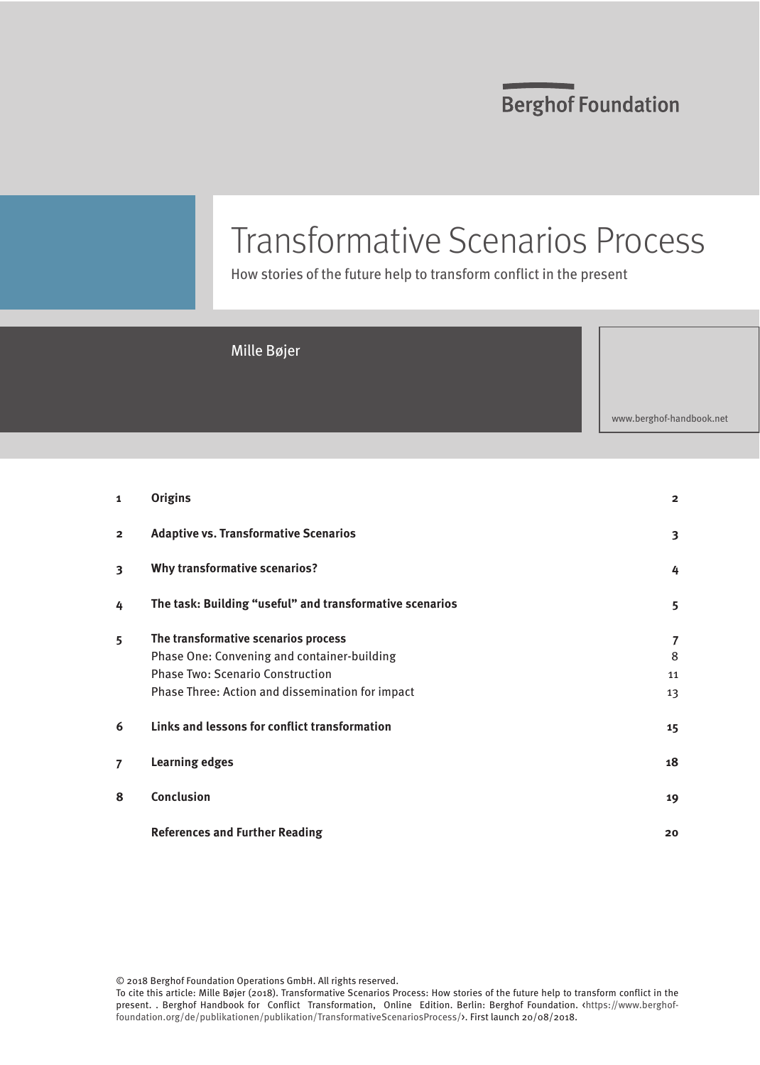Berghof Foundation

# Transformative Scenarios Process

How stories of the future help to transform conflict in the present

Mille Bøjer

www.berghof-handbook.net

| | | |
|---|---|---|
| 1 | **Origins** | **2** |
| 2 | **Adaptive vs. Transformative Scenarios** | **3** |
| 3 | **Why transformative scenarios?** | **4** |
| 4 | **The task: Building "useful" and transformative scenarios** | **5** |
| 5 | **The transformative scenarios process** | **7** |
| | Phase One: Convening and container-building | 8 |
| | Phase Two: Scenario Construction | 11 |
| | Phase Three: Action and dissemination for impact | 13 |
| 6 | **Links and lessons for conflict transformation** | **15** |
| 7 | **Learning edges** | **18** |
| 8 | **Conclusion** | **19** |
| | **References and Further Reading** | **20** |

© 2018 Berghof Foundation Operations GmbH. All rights reserved.
To cite this article: Mille Bøjer (2018). Transformative Scenarios Process: How stories of the future help to transform conflict in the present. . Berghof Handbook for Conflict Transformation, Online Edition. Berlin: Berghof Foundation. ‹https://www.berghof-foundation.org/de/publikationen/publikation/TransformativeScenariosProcess/›. First launch 20/08/2018.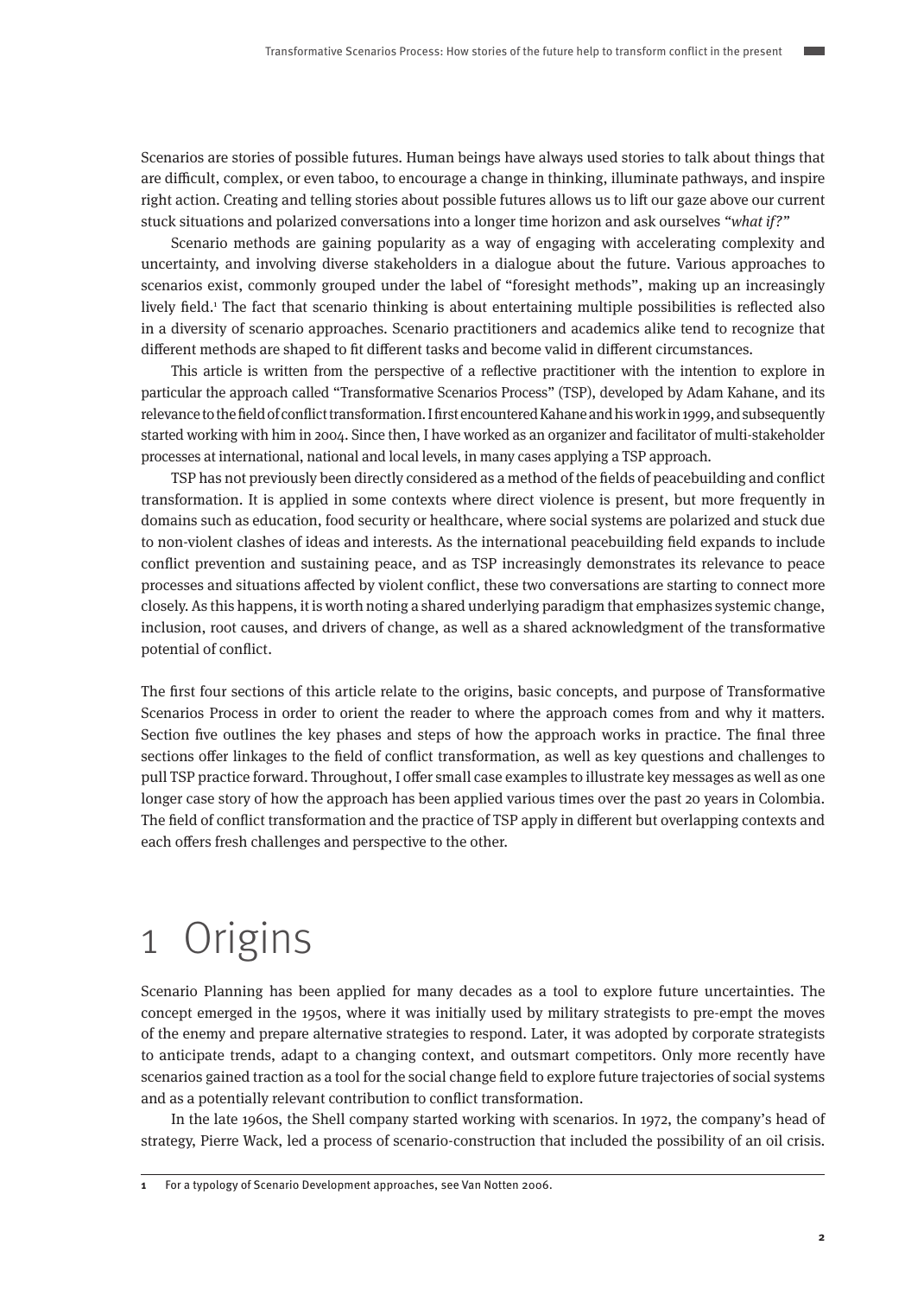Scenarios are stories of possible futures. Human beings have always used stories to talk about things that are difficult, complex, or even taboo, to encourage a change in thinking, illuminate pathways, and inspire right action. Creating and telling stories about possible futures allows us to lift our gaze above our current stuck situations and polarized conversations into a longer time horizon and ask ourselves *"what if?"*

Scenario methods are gaining popularity as a way of engaging with accelerating complexity and uncertainty, and involving diverse stakeholders in a dialogue about the future. Various approaches to scenarios exist, commonly grouped under the label of "foresight methods", making up an increasingly lively field.[1] The fact that scenario thinking is about entertaining multiple possibilities is reflected also in a diversity of scenario approaches. Scenario practitioners and academics alike tend to recognize that different methods are shaped to fit different tasks and become valid in different circumstances.

This article is written from the perspective of a reflective practitioner with the intention to explore in particular the approach called "Transformative Scenarios Process" (TSP), developed by Adam Kahane, and its relevance to the field of conflict transformation. I first encountered Kahane and his work in 1999, and subsequently started working with him in 2004. Since then, I have worked as an organizer and facilitator of multi-stakeholder processes at international, national and local levels, in many cases applying a TSP approach.

TSP has not previously been directly considered as a method of the fields of peacebuilding and conflict transformation. It is applied in some contexts where direct violence is present, but more frequently in domains such as education, food security or healthcare, where social systems are polarized and stuck due to non-violent clashes of ideas and interests. As the international peacebuilding field expands to include conflict prevention and sustaining peace, and as TSP increasingly demonstrates its relevance to peace processes and situations affected by violent conflict, these two conversations are starting to connect more closely. As this happens, it is worth noting a shared underlying paradigm that emphasizes systemic change, inclusion, root causes, and drivers of change, as well as a shared acknowledgment of the transformative potential of conflict.

The first four sections of this article relate to the origins, basic concepts, and purpose of Transformative Scenarios Process in order to orient the reader to where the approach comes from and why it matters. Section five outlines the key phases and steps of how the approach works in practice. The final three sections offer linkages to the field of conflict transformation, as well as key questions and challenges to pull TSP practice forward. Throughout, I offer small case examples to illustrate key messages as well as one longer case story of how the approach has been applied various times over the past 20 years in Colombia. The field of conflict transformation and the practice of TSP apply in different but overlapping contexts and each offers fresh challenges and perspective to the other.

# 1 Origins

Scenario Planning has been applied for many decades as a tool to explore future uncertainties. The concept emerged in the 1950s, where it was initially used by military strategists to pre-empt the moves of the enemy and prepare alternative strategies to respond. Later, it was adopted by corporate strategists to anticipate trends, adapt to a changing context, and outsmart competitors. Only more recently have scenarios gained traction as a tool for the social change field to explore future trajectories of social systems and as a potentially relevant contribution to conflict transformation.

In the late 1960s, the Shell company started working with scenarios. In 1972, the company's head of strategy, Pierre Wack, led a process of scenario-construction that included the possibility of an oil crisis.

---

[1] For a typology of Scenario Development approaches, see Van Notten 2006.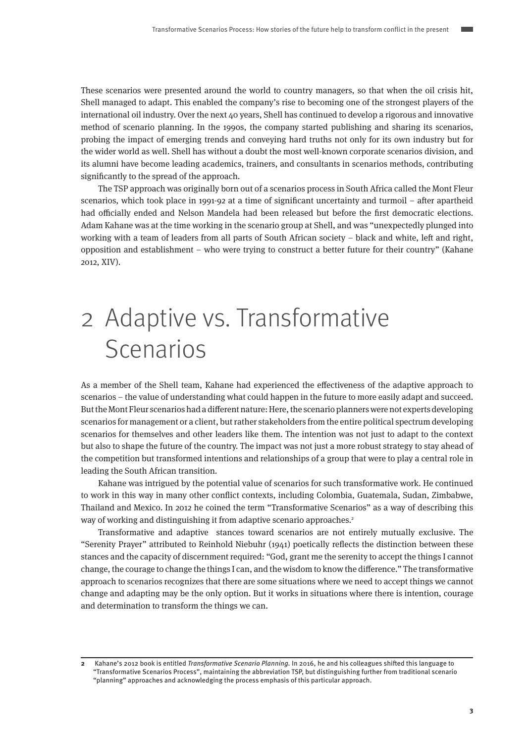These scenarios were presented around the world to country managers, so that when the oil crisis hit, Shell managed to adapt. This enabled the company's rise to becoming one of the strongest players of the international oil industry. Over the next 40 years, Shell has continued to develop a rigorous and innovative method of scenario planning. In the 1990s, the company started publishing and sharing its scenarios, probing the impact of emerging trends and conveying hard truths not only for its own industry but for the wider world as well. Shell has without a doubt the most well-known corporate scenarios division, and its alumni have become leading academics, trainers, and consultants in scenarios methods, contributing significantly to the spread of the approach.

The TSP approach was originally born out of a scenarios process in South Africa called the Mont Fleur scenarios, which took place in 1991-92 at a time of significant uncertainty and turmoil – after apartheid had officially ended and Nelson Mandela had been released but before the first democratic elections. Adam Kahane was at the time working in the scenario group at Shell, and was "unexpectedly plunged into working with a team of leaders from all parts of South African society – black and white, left and right, opposition and establishment – who were trying to construct a better future for their country" (Kahane 2012, XIV).

# 2 Adaptive vs. Transformative Scenarios

As a member of the Shell team, Kahane had experienced the effectiveness of the adaptive approach to scenarios – the value of understanding what could happen in the future to more easily adapt and succeed. But the Mont Fleur scenarios had a different nature: Here, the scenario planners were not experts developing scenarios for management or a client, but rather stakeholders from the entire political spectrum developing scenarios for themselves and other leaders like them. The intention was not just to adapt to the context but also to shape the future of the country. The impact was not just a more robust strategy to stay ahead of the competition but transformed intentions and relationships of a group that were to play a central role in leading the South African transition.

Kahane was intrigued by the potential value of scenarios for such transformative work. He continued to work in this way in many other conflict contexts, including Colombia, Guatemala, Sudan, Zimbabwe, Thailand and Mexico. In 2012 he coined the term "Transformative Scenarios" as a way of describing this way of working and distinguishing it from adaptive scenario approaches.[2]

Transformative and adaptive stances toward scenarios are not entirely mutually exclusive. The "Serenity Prayer" attributed to Reinhold Niebuhr (1941) poetically reflects the distinction between these stances and the capacity of discernment required: "God, grant me the serenity to accept the things I cannot change, the courage to change the things I can, and the wisdom to know the difference." The transformative approach to scenarios recognizes that there are some situations where we need to accept things we cannot change and adapting may be the only option. But it works in situations where there is intention, courage and determination to transform the things we can.

---

**2** Kahane's 2012 book is entitled *Transformative Scenario Planning*. In 2016, he and his colleagues shifted this language to "Transformative Scenarios Process", maintaining the abbreviation TSP, but distinguishing further from traditional scenario "planning" approaches and acknowledging the process emphasis of this particular approach.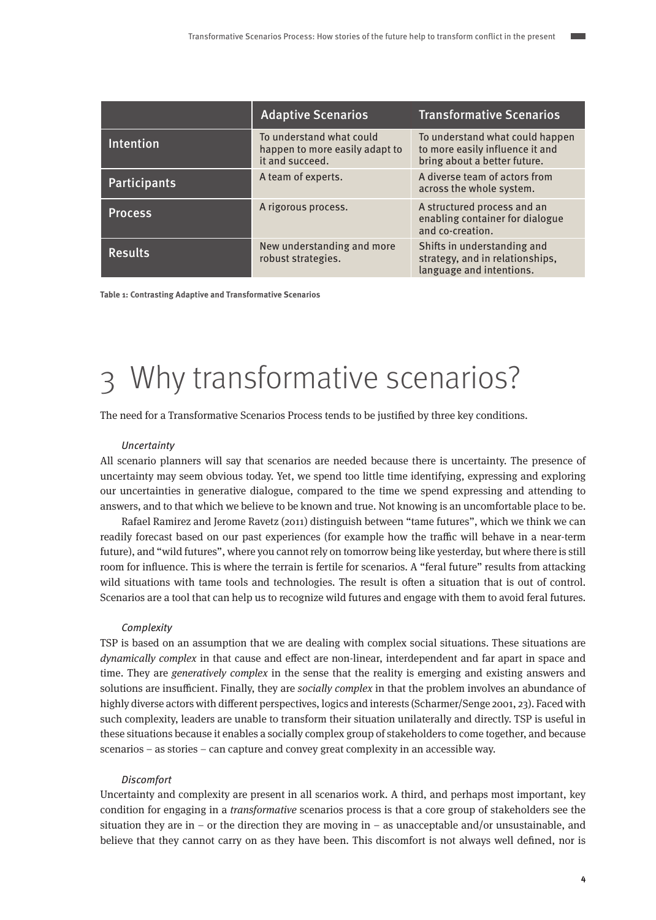| | Adaptive Scenarios | Transformative Scenarios |
|---|---|---|
| Intention | To understand what could happen to more easily adapt to it and succeed. | To understand what could happen to more easily influence it and bring about a better future. |
| Participants | A team of experts. | A diverse team of actors from across the whole system. |
| Process | A rigorous process. | A structured process and an enabling container for dialogue and co-creation. |
| Results | New understanding and more robust strategies. | Shifts in understanding and strategy, and in relationships, language and intentions. |

**Table 1: Contrasting Adaptive and Transformative Scenarios**

# 3 Why transformative scenarios?

The need for a Transformative Scenarios Process tends to be justified by three key conditions.

*Uncertainty*

All scenario planners will say that scenarios are needed because there is uncertainty. The presence of uncertainty may seem obvious today. Yet, we spend too little time identifying, expressing and exploring our uncertainties in generative dialogue, compared to the time we spend expressing and attending to answers, and to that which we believe to be known and true. Not knowing is an uncomfortable place to be.

Rafael Ramirez and Jerome Ravetz (2011) distinguish between "tame futures", which we think we can readily forecast based on our past experiences (for example how the traffic will behave in a near-term future), and "wild futures", where you cannot rely on tomorrow being like yesterday, but where there is still room for influence. This is where the terrain is fertile for scenarios. A "feral future" results from attacking wild situations with tame tools and technologies. The result is often a situation that is out of control. Scenarios are a tool that can help us to recognize wild futures and engage with them to avoid feral futures.

*Complexity*

TSP is based on an assumption that we are dealing with complex social situations. These situations are *dynamically complex* in that cause and effect are non-linear, interdependent and far apart in space and time. They are *generatively complex* in the sense that the reality is emerging and existing answers and solutions are insufficient. Finally, they are *socially complex* in that the problem involves an abundance of highly diverse actors with different perspectives, logics and interests (Scharmer/Senge 2001, 23). Faced with such complexity, leaders are unable to transform their situation unilaterally and directly. TSP is useful in these situations because it enables a socially complex group of stakeholders to come together, and because scenarios – as stories – can capture and convey great complexity in an accessible way.

*Discomfort*

Uncertainty and complexity are present in all scenarios work. A third, and perhaps most important, key condition for engaging in a *transformative* scenarios process is that a core group of stakeholders see the situation they are in – or the direction they are moving in – as unacceptable and/or unsustainable, and believe that they cannot carry on as they have been. This discomfort is not always well defined, nor is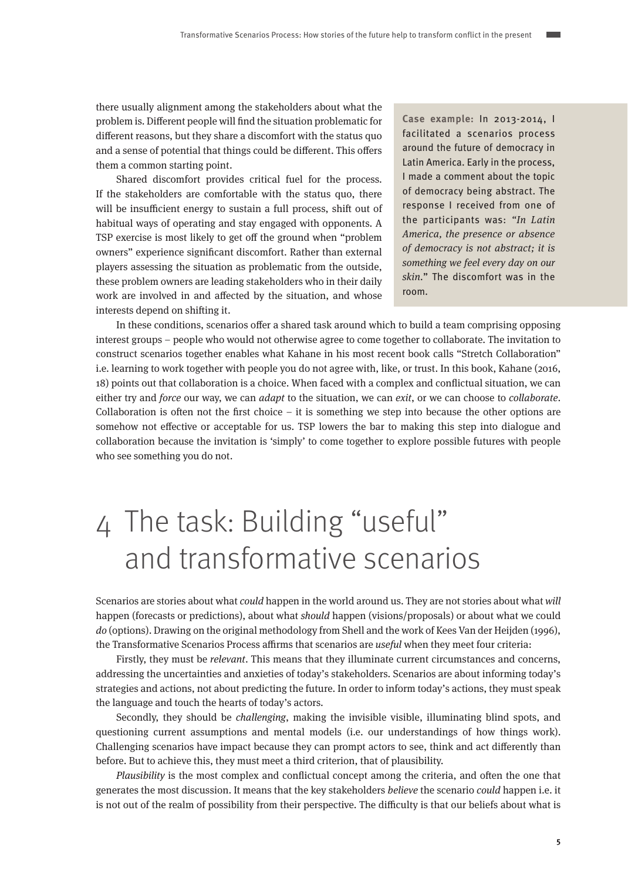there usually alignment among the stakeholders about what the problem is. Different people will find the situation problematic for different reasons, but they share a discomfort with the status quo and a sense of potential that things could be different. This offers them a common starting point.

Shared discomfort provides critical fuel for the process. If the stakeholders are comfortable with the status quo, there will be insufficient energy to sustain a full process, shift out of habitual ways of operating and stay engaged with opponents. A TSP exercise is most likely to get off the ground when "problem owners" experience significant discomfort. Rather than external players assessing the situation as problematic from the outside, these problem owners are leading stakeholders who in their daily work are involved in and affected by the situation, and whose interests depend on shifting it.

> **Case example:** In 2013-2014, I facilitated a scenarios process around the future of democracy in Latin America. Early in the process, I made a comment about the topic of democracy being abstract. The response I received from one of the participants was: *"In Latin America, the presence or absence of democracy is not abstract; it is something we feel every day on our skin.*" The discomfort was in the room.

In these conditions, scenarios offer a shared task around which to build a team comprising opposing interest groups – people who would not otherwise agree to come together to collaborate. The invitation to construct scenarios together enables what Kahane in his most recent book calls "Stretch Collaboration" i.e. learning to work together with people you do not agree with, like, or trust. In this book, Kahane (2016, 18) points out that collaboration is a choice. When faced with a complex and conflictual situation, we can either try and *force* our way, we can *adapt* to the situation, we can *exit*, or we can choose to *collaborate*. Collaboration is often not the first choice – it is something we step into because the other options are somehow not effective or acceptable for us. TSP lowers the bar to making this step into dialogue and collaboration because the invitation is 'simply' to come together to explore possible futures with people who see something you do not.

# 4 The task: Building "useful" and transformative scenarios

Scenarios are stories about what *could* happen in the world around us. They are not stories about what *will* happen (forecasts or predictions), about what *should* happen (visions/proposals) or about what we could *do* (options). Drawing on the original methodology from Shell and the work of Kees Van der Heijden (1996), the Transformative Scenarios Process affirms that scenarios are *useful* when they meet four criteria:

Firstly, they must be *relevant*. This means that they illuminate current circumstances and concerns, addressing the uncertainties and anxieties of today's stakeholders. Scenarios are about informing today's strategies and actions, not about predicting the future. In order to inform today's actions, they must speak the language and touch the hearts of today's actors.

Secondly, they should be *challenging*, making the invisible visible, illuminating blind spots, and questioning current assumptions and mental models (i.e. our understandings of how things work). Challenging scenarios have impact because they can prompt actors to see, think and act differently than before. But to achieve this, they must meet a third criterion, that of plausibility.

*Plausibility* is the most complex and conflictual concept among the criteria, and often the one that generates the most discussion. It means that the key stakeholders *believe* the scenario *could* happen i.e. it is not out of the realm of possibility from their perspective. The difficulty is that our beliefs about what is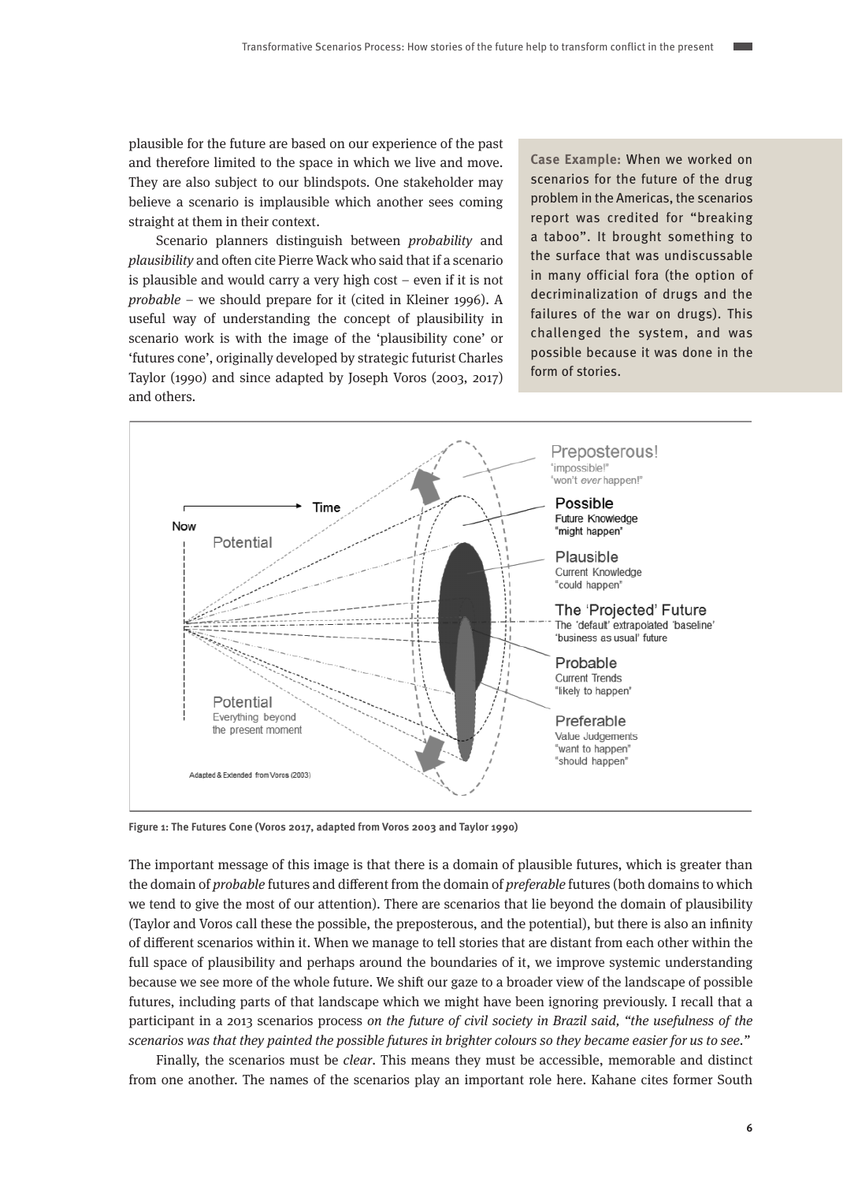plausible for the future are based on our experience of the past and therefore limited to the space in which we live and move. They are also subject to our blindspots. One stakeholder may believe a scenario is implausible which another sees coming straight at them in their context.

Scenario planners distinguish between *probability* and *plausibility* and often cite Pierre Wack who said that if a scenario is plausible and would carry a very high cost – even if it is not *probable* – we should prepare for it (cited in Kleiner 1996). A useful way of understanding the concept of plausibility in scenario work is with the image of the 'plausibility cone' or 'futures cone', originally developed by strategic futurist Charles Taylor (1990) and since adapted by Joseph Voros (2003, 2017) and others.

**Case Example:** When we worked on scenarios for the future of the drug problem in the Americas, the scenarios report was credited for "breaking a taboo". It brought something to the surface that was undiscussable in many official fora (the option of decriminalization of drugs and the failures of the war on drugs). This challenged the system, and was possible because it was done in the form of stories.

**Figure 1: The Futures Cone (Voros 2017, adapted from Voros 2003 and Taylor 1990)**

The important message of this image is that there is a domain of plausible futures, which is greater than the domain of *probable* futures and different from the domain of *preferable* futures (both domains to which we tend to give the most of our attention). There are scenarios that lie beyond the domain of plausibility (Taylor and Voros call these the possible, the preposterous, and the potential), but there is also an infinity of different scenarios within it. When we manage to tell stories that are distant from each other within the full space of plausibility and perhaps around the boundaries of it, we improve systemic understanding because we see more of the whole future. We shift our gaze to a broader view of the landscape of possible futures, including parts of that landscape which we might have been ignoring previously. I recall that a participant in a 2013 scenarios process *on the future of civil society in Brazil said, "the usefulness of the scenarios was that they painted the possible futures in brighter colours so they became easier for us to see."*

Finally, the scenarios must be *clear*. This means they must be accessible, memorable and distinct from one another. The names of the scenarios play an important role here. Kahane cites former South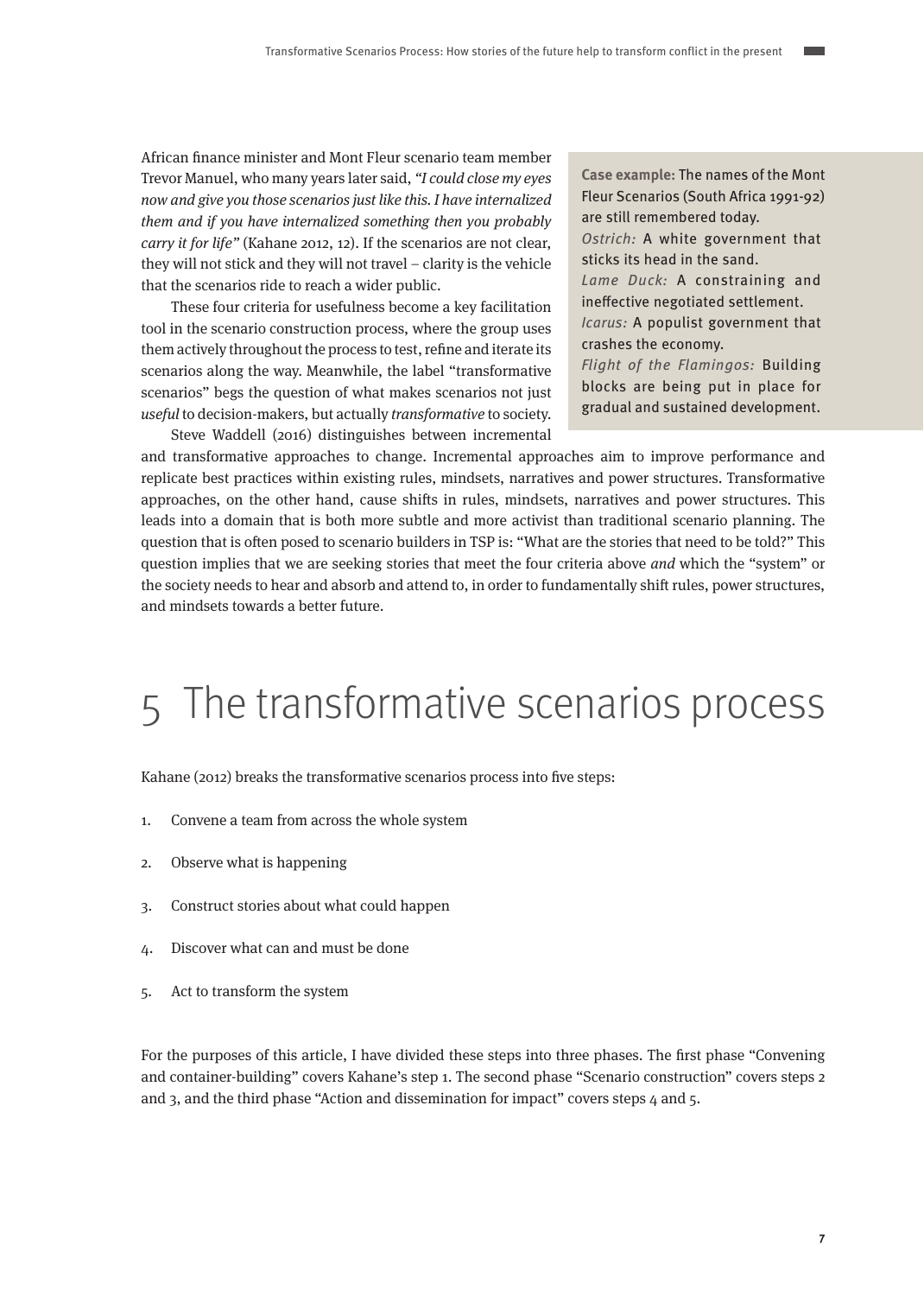African finance minister and Mont Fleur scenario team member Trevor Manuel, who many years later said, *"I could close my eyes now and give you those scenarios just like this. I have internalized them and if you have internalized something then you probably carry it for life"* (Kahane 2012, 12). If the scenarios are not clear, they will not stick and they will not travel – clarity is the vehicle that the scenarios ride to reach a wider public.

These four criteria for usefulness become a key facilitation tool in the scenario construction process, where the group uses them actively throughout the process to test, refine and iterate its scenarios along the way. Meanwhile, the label "transformative scenarios" begs the question of what makes scenarios not just *useful* to decision-makers, but actually *transformative* to society.

Steve Waddell (2016) distinguishes between incremental and transformative approaches to change. Incremental approaches aim to improve performance and replicate best practices within existing rules, mindsets, narratives and power structures. Transformative approaches, on the other hand, cause shifts in rules, mindsets, narratives and power structures. This leads into a domain that is both more subtle and more activist than traditional scenario planning. The question that is often posed to scenario builders in TSP is: "What are the stories that need to be told?" This question implies that we are seeking stories that meet the four criteria above *and* which the "system" or the society needs to hear and absorb and attend to, in order to fundamentally shift rules, power structures, and mindsets towards a better future.

> **Case example:** The names of the Mont Fleur Scenarios (South Africa 1991-92) are still remembered today.
> *Ostrich:* A white government that sticks its head in the sand.
> *Lame Duck:* A constraining and ineffective negotiated settlement.
> *Icarus:* A populist government that crashes the economy.
> *Flight of the Flamingos:* Building blocks are being put in place for gradual and sustained development.

# 5 The transformative scenarios process

Kahane (2012) breaks the transformative scenarios process into five steps:

1. Convene a team from across the whole system
2. Observe what is happening
3. Construct stories about what could happen
4. Discover what can and must be done
5. Act to transform the system

For the purposes of this article, I have divided these steps into three phases. The first phase "Convening and container-building" covers Kahane's step 1. The second phase "Scenario construction" covers steps 2 and 3, and the third phase "Action and dissemination for impact" covers steps 4 and 5.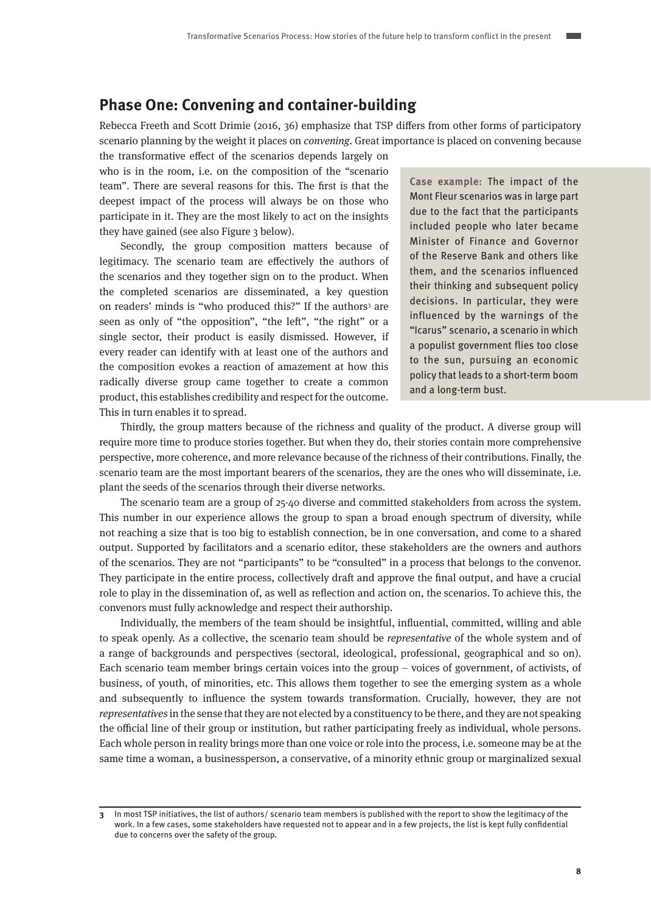## Phase One: Convening and container-building

Rebecca Freeth and Scott Drimie (2016, 36) emphasize that TSP differs from other forms of participatory scenario planning by the weight it places on *convening*. Great importance is placed on convening because the transformative effect of the scenarios depends largely on who is in the room, i.e. on the composition of the "scenario team". There are several reasons for this. The first is that the deepest impact of the process will always be on those who participate in it. They are the most likely to act on the insights they have gained (see also Figure 3 below).

Secondly, the group composition matters because of legitimacy. The scenario team are effectively the authors of the scenarios and they together sign on to the product. When the completed scenarios are disseminated, a key question on readers' minds is "who produced this?" If the authors[3] are seen as only of "the opposition", "the left", "the right" or a single sector, their product is easily dismissed. However, if every reader can identify with at least one of the authors and the composition evokes a reaction of amazement at how this radically diverse group came together to create a common product, this establishes credibility and respect for the outcome. This in turn enables it to spread.

> **Case example:** The impact of the Mont Fleur scenarios was in large part due to the fact that the participants included people who later became Minister of Finance and Governor of the Reserve Bank and others like them, and the scenarios influenced their thinking and subsequent policy decisions. In particular, they were influenced by the warnings of the "Icarus" scenario, a scenario in which a populist government flies too close to the sun, pursuing an economic policy that leads to a short-term boom and a long-term bust.

Thirdly, the group matters because of the richness and quality of the product. A diverse group will require more time to produce stories together. But when they do, their stories contain more comprehensive perspective, more coherence, and more relevance because of the richness of their contributions. Finally, the scenario team are the most important bearers of the scenarios, they are the ones who will disseminate, i.e. plant the seeds of the scenarios through their diverse networks.

The scenario team are a group of 25-40 diverse and committed stakeholders from across the system. This number in our experience allows the group to span a broad enough spectrum of diversity, while not reaching a size that is too big to establish connection, be in one conversation, and come to a shared output. Supported by facilitators and a scenario editor, these stakeholders are the owners and authors of the scenarios. They are not "participants" to be "consulted" in a process that belongs to the convenor. They participate in the entire process, collectively draft and approve the final output, and have a crucial role to play in the dissemination of, as well as reflection and action on, the scenarios. To achieve this, the convenors must fully acknowledge and respect their authorship.

Individually, the members of the team should be insightful, influential, committed, willing and able to speak openly. As a collective, the scenario team should be *representative* of the whole system and of a range of backgrounds and perspectives (sectoral, ideological, professional, geographical and so on). Each scenario team member brings certain voices into the group – voices of government, of activists, of business, of youth, of minorities, etc. This allows them together to see the emerging system as a whole and subsequently to influence the system towards transformation. Crucially, however, they are not *representatives* in the sense that they are not elected by a constituency to be there, and they are not speaking the official line of their group or institution, but rather participating freely as individual, whole persons. Each whole person in reality brings more than one voice or role into the process, i.e. someone may be at the same time a woman, a businessperson, a conservative, of a minority ethnic group or marginalized sexual

---

[3] In most TSP initiatives, the list of authors/ scenario team members is published with the report to show the legitimacy of the work. In a few cases, some stakeholders have requested not to appear and in a few projects, the list is kept fully confidential due to concerns over the safety of the group.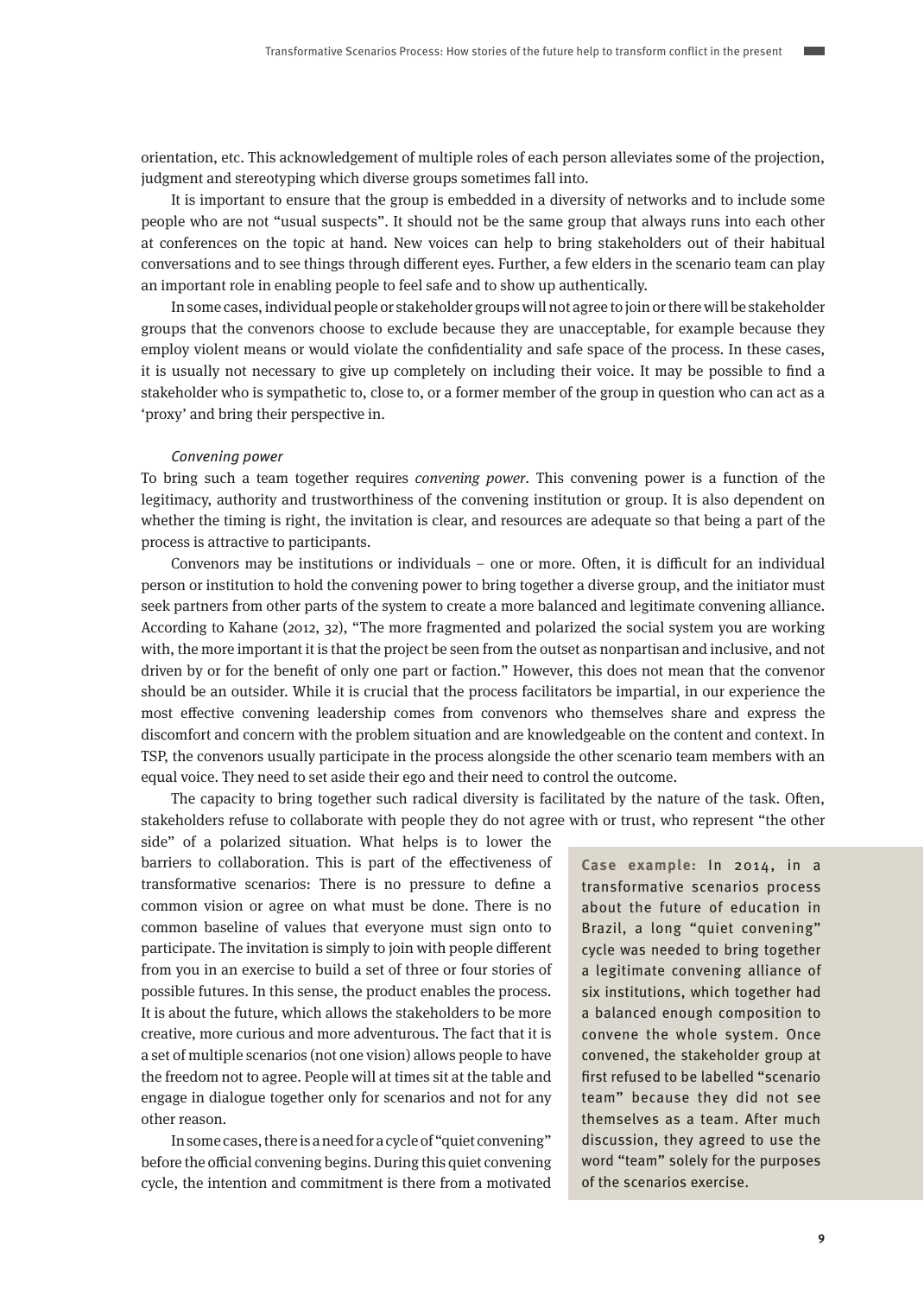orientation, etc. This acknowledgement of multiple roles of each person alleviates some of the projection, judgment and stereotyping which diverse groups sometimes fall into.

It is important to ensure that the group is embedded in a diversity of networks and to include some people who are not "usual suspects". It should not be the same group that always runs into each other at conferences on the topic at hand. New voices can help to bring stakeholders out of their habitual conversations and to see things through different eyes. Further, a few elders in the scenario team can play an important role in enabling people to feel safe and to show up authentically.

In some cases, individual people or stakeholder groups will not agree to join or there will be stakeholder groups that the convenors choose to exclude because they are unacceptable, for example because they employ violent means or would violate the confidentiality and safe space of the process. In these cases, it is usually not necessary to give up completely on including their voice. It may be possible to find a stakeholder who is sympathetic to, close to, or a former member of the group in question who can act as a 'proxy' and bring their perspective in.

*Convening power*

To bring such a team together requires *convening power*. This convening power is a function of the legitimacy, authority and trustworthiness of the convening institution or group. It is also dependent on whether the timing is right, the invitation is clear, and resources are adequate so that being a part of the process is attractive to participants.

Convenors may be institutions or individuals – one or more. Often, it is difficult for an individual person or institution to hold the convening power to bring together a diverse group, and the initiator must seek partners from other parts of the system to create a more balanced and legitimate convening alliance. According to Kahane (2012, 32), "The more fragmented and polarized the social system you are working with, the more important it is that the project be seen from the outset as nonpartisan and inclusive, and not driven by or for the benefit of only one part or faction." However, this does not mean that the convenor should be an outsider. While it is crucial that the process facilitators be impartial, in our experience the most effective convening leadership comes from convenors who themselves share and express the discomfort and concern with the problem situation and are knowledgeable on the content and context. In TSP, the convenors usually participate in the process alongside the other scenario team members with an equal voice. They need to set aside their ego and their need to control the outcome.

The capacity to bring together such radical diversity is facilitated by the nature of the task. Often, stakeholders refuse to collaborate with people they do not agree with or trust, who represent "the other side" of a polarized situation. What helps is to lower the barriers to collaboration. This is part of the effectiveness of transformative scenarios: There is no pressure to define a common vision or agree on what must be done. There is no common baseline of values that everyone must sign onto to participate. The invitation is simply to join with people different from you in an exercise to build a set of three or four stories of possible futures. In this sense, the product enables the process. It is about the future, which allows the stakeholders to be more creative, more curious and more adventurous. The fact that it is a set of multiple scenarios (not one vision) allows people to have the freedom not to agree. People will at times sit at the table and engage in dialogue together only for scenarios and not for any other reason.

In some cases, there is a need for a cycle of "quiet convening" before the official convening begins. During this quiet convening cycle, the intention and commitment is there from a motivated

> **Case example:** In 2014, in a transformative scenarios process about the future of education in Brazil, a long "quiet convening" cycle was needed to bring together a legitimate convening alliance of six institutions, which together had a balanced enough composition to convene the whole system. Once convened, the stakeholder group at first refused to be labelled "scenario team" because they did not see themselves as a team. After much discussion, they agreed to use the word "team" solely for the purposes of the scenarios exercise.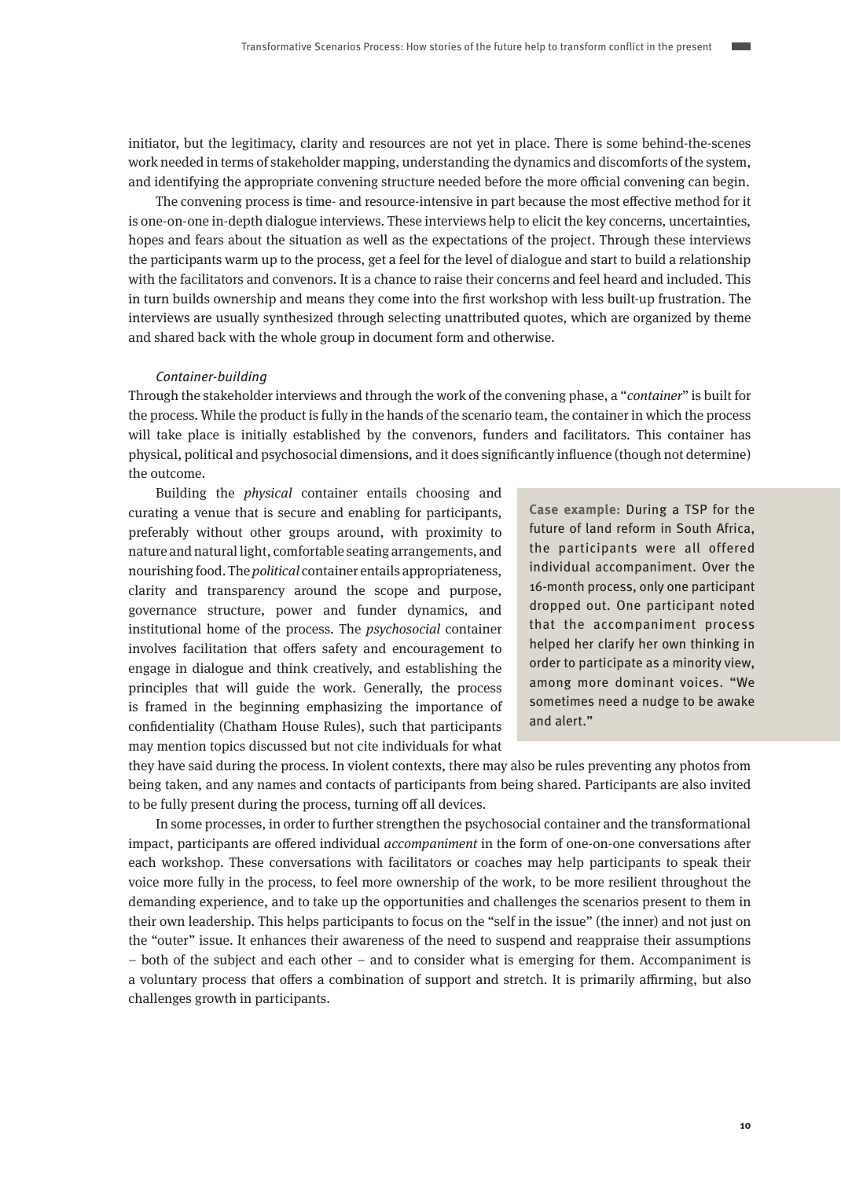initiator, but the legitimacy, clarity and resources are not yet in place. There is some behind-the-scenes work needed in terms of stakeholder mapping, understanding the dynamics and discomforts of the system, and identifying the appropriate convening structure needed before the more official convening can begin.

The convening process is time- and resource-intensive in part because the most effective method for it is one-on-one in-depth dialogue interviews. These interviews help to elicit the key concerns, uncertainties, hopes and fears about the situation as well as the expectations of the project. Through these interviews the participants warm up to the process, get a feel for the level of dialogue and start to build a relationship with the facilitators and convenors. It is a chance to raise their concerns and feel heard and included. This in turn builds ownership and means they come into the first workshop with less built-up frustration. The interviews are usually synthesized through selecting unattributed quotes, which are organized by theme and shared back with the whole group in document form and otherwise.

*Container-building*

Through the stakeholder interviews and through the work of the convening phase, a "*container*" is built for the process. While the product is fully in the hands of the scenario team, the container in which the process will take place is initially established by the convenors, funders and facilitators. This container has physical, political and psychosocial dimensions, and it does significantly influence (though not determine) the outcome.

Building the *physical* container entails choosing and curating a venue that is secure and enabling for participants, preferably without other groups around, with proximity to nature and natural light, comfortable seating arrangements, and nourishing food. The *political* container entails appropriateness, clarity and transparency around the scope and purpose, governance structure, power and funder dynamics, and institutional home of the process. The *psychosocial* container involves facilitation that offers safety and encouragement to engage in dialogue and think creatively, and establishing the principles that will guide the work. Generally, the process is framed in the beginning emphasizing the importance of confidentiality (Chatham House Rules), such that participants may mention topics discussed but not cite individuals for what they have said during the process. In violent contexts, there may also be rules preventing any photos from being taken, and any names and contacts of participants from being shared. Participants are also invited to be fully present during the process, turning off all devices.

> **Case example:** During a TSP for the future of land reform in South Africa, the participants were all offered individual accompaniment. Over the 16-month process, only one participant dropped out. One participant noted that the accompaniment process helped her clarify her own thinking in order to participate as a minority view, among more dominant voices. "We sometimes need a nudge to be awake and alert."

In some processes, in order to further strengthen the psychosocial container and the transformational impact, participants are offered individual *accompaniment* in the form of one-on-one conversations after each workshop. These conversations with facilitators or coaches may help participants to speak their voice more fully in the process, to feel more ownership of the work, to be more resilient throughout the demanding experience, and to take up the opportunities and challenges the scenarios present to them in their own leadership. This helps participants to focus on the "self in the issue" (the inner) and not just on the "outer" issue. It enhances their awareness of the need to suspend and reappraise their assumptions – both of the subject and each other – and to consider what is emerging for them. Accompaniment is a voluntary process that offers a combination of support and stretch. It is primarily affirming, but also challenges growth in participants.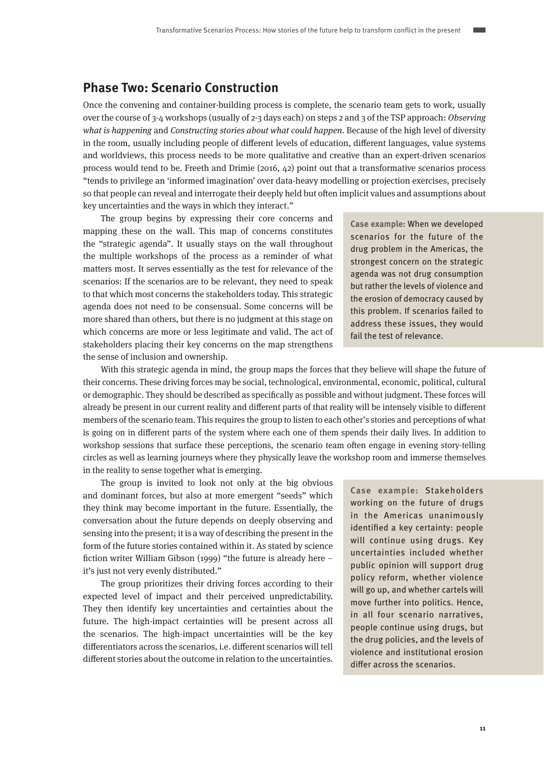## Phase Two: Scenario Construction

Once the convening and container-building process is complete, the scenario team gets to work, usually over the course of 3-4 workshops (usually of 2-3 days each) on steps 2 and 3 of the TSP approach: *Observing what is happening* and *Constructing stories about what could happen*. Because of the high level of diversity in the room, usually including people of different levels of education, different languages, value systems and worldviews, this process needs to be more qualitative and creative than an expert-driven scenarios process would tend to be. Freeth and Drimie (2016, 42) point out that a transformative scenarios process "tends to privilege an 'informed imagination' over data-heavy modelling or projection exercises, precisely so that people can reveal and interrogate their deeply held but often implicit values and assumptions about key uncertainties and the ways in which they interact."

The group begins by expressing their core concerns and mapping these on the wall. This map of concerns constitutes the "strategic agenda". It usually stays on the wall throughout the multiple workshops of the process as a reminder of what matters most. It serves essentially as the test for relevance of the scenarios: If the scenarios are to be relevant, they need to speak to that which most concerns the stakeholders today. This strategic agenda does not need to be consensual. Some concerns will be more shared than others, but there is no judgment at this stage on which concerns are more or less legitimate and valid. The act of stakeholders placing their key concerns on the map strengthens the sense of inclusion and ownership.

**Case example:** When we developed scenarios for the future of the drug problem in the Americas, the strongest concern on the strategic agenda was not drug consumption but rather the levels of violence and the erosion of democracy caused by this problem. If scenarios failed to address these issues, they would fail the test of relevance.

With this strategic agenda in mind, the group maps the forces that they believe will shape the future of their concerns. These driving forces may be social, technological, environmental, economic, political, cultural or demographic. They should be described as specifically as possible and without judgment. These forces will already be present in our current reality and different parts of that reality will be intensely visible to different members of the scenario team. This requires the group to listen to each other's stories and perceptions of what is going on in different parts of the system where each one of them spends their daily lives. In addition to workshop sessions that surface these perceptions, the scenario team often engage in evening story-telling circles as well as learning journeys where they physically leave the workshop room and immerse themselves in the reality to sense together what is emerging.

The group is invited to look not only at the big obvious and dominant forces, but also at more emergent "seeds" which they think may become important in the future. Essentially, the conversation about the future depends on deeply observing and sensing into the present; it is a way of describing the present in the form of the future stories contained within it. As stated by science fiction writer William Gibson (1999) "the future is already here – it's just not very evenly distributed."

The group prioritizes their driving forces according to their expected level of impact and their perceived unpredictability. They then identify key uncertainties and certainties about the future. The high-impact certainties will be present across all the scenarios. The high-impact uncertainties will be the key differentiators across the scenarios, i.e. different scenarios will tell different stories about the outcome in relation to the uncertainties.

**Case example:** Stakeholders working on the future of drugs in the Americas unanimously identified a key certainty: people will continue using drugs. Key uncertainties included whether public opinion will support drug policy reform, whether violence will go up, and whether cartels will move further into politics. Hence, in all four scenario narratives, people continue using drugs, but the drug policies, and the levels of violence and institutional erosion differ across the scenarios.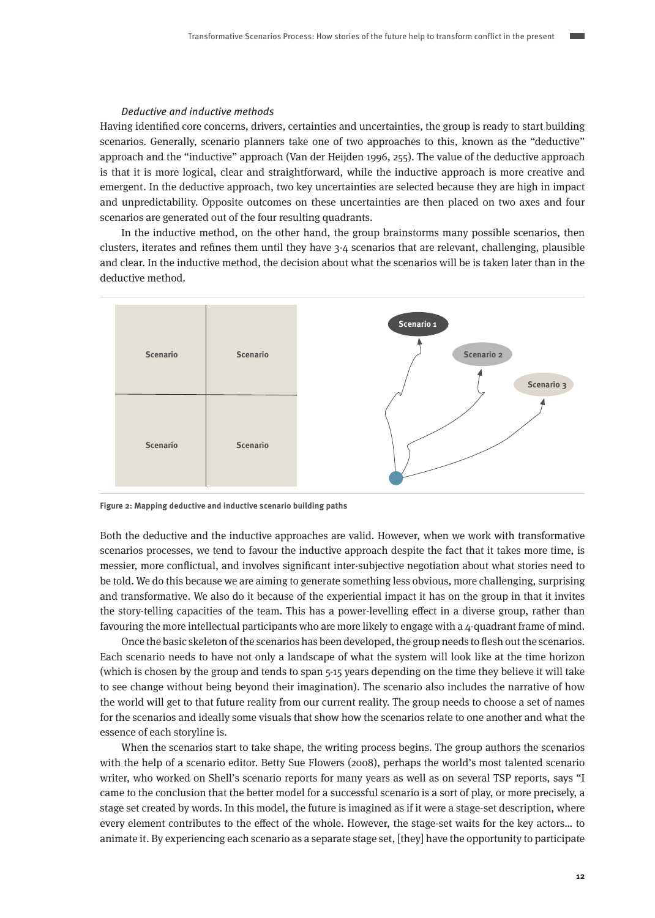*Deductive and inductive methods*

Having identified core concerns, drivers, certainties and uncertainties, the group is ready to start building scenarios. Generally, scenario planners take one of two approaches to this, known as the "deductive" approach and the "inductive" approach (Van der Heijden 1996, 255). The value of the deductive approach is that it is more logical, clear and straightforward, while the inductive approach is more creative and emergent. In the deductive approach, two key uncertainties are selected because they are high in impact and unpredictability. Opposite outcomes on these uncertainties are then placed on two axes and four scenarios are generated out of the four resulting quadrants.

In the inductive method, on the other hand, the group brainstorms many possible scenarios, then clusters, iterates and refines them until they have 3-4 scenarios that are relevant, challenging, plausible and clear. In the inductive method, the decision about what the scenarios will be is taken later than in the deductive method.

Scenario Scenario Scenario Scenario

Scenario 1 Scenario 2 Scenario 3

**Figure 2: Mapping deductive and inductive scenario building paths**

Both the deductive and the inductive approaches are valid. However, when we work with transformative scenarios processes, we tend to favour the inductive approach despite the fact that it takes more time, is messier, more conflictual, and involves significant inter-subjective negotiation about what stories need to be told. We do this because we are aiming to generate something less obvious, more challenging, surprising and transformative. We also do it because of the experiential impact it has on the group in that it invites the story-telling capacities of the team. This has a power-levelling effect in a diverse group, rather than favouring the more intellectual participants who are more likely to engage with a 4-quadrant frame of mind.

Once the basic skeleton of the scenarios has been developed, the group needs to flesh out the scenarios. Each scenario needs to have not only a landscape of what the system will look like at the time horizon (which is chosen by the group and tends to span 5-15 years depending on the time they believe it will take to see change without being beyond their imagination). The scenario also includes the narrative of how the world will get to that future reality from our current reality. The group needs to choose a set of names for the scenarios and ideally some visuals that show how the scenarios relate to one another and what the essence of each storyline is.

When the scenarios start to take shape, the writing process begins. The group authors the scenarios with the help of a scenario editor. Betty Sue Flowers (2008), perhaps the world's most talented scenario writer, who worked on Shell's scenario reports for many years as well as on several TSP reports, says "I came to the conclusion that the better model for a successful scenario is a sort of play, or more precisely, a stage set created by words. In this model, the future is imagined as if it were a stage-set description, where every element contributes to the effect of the whole. However, the stage-set waits for the key actors… to animate it. By experiencing each scenario as a separate stage set, [they] have the opportunity to participate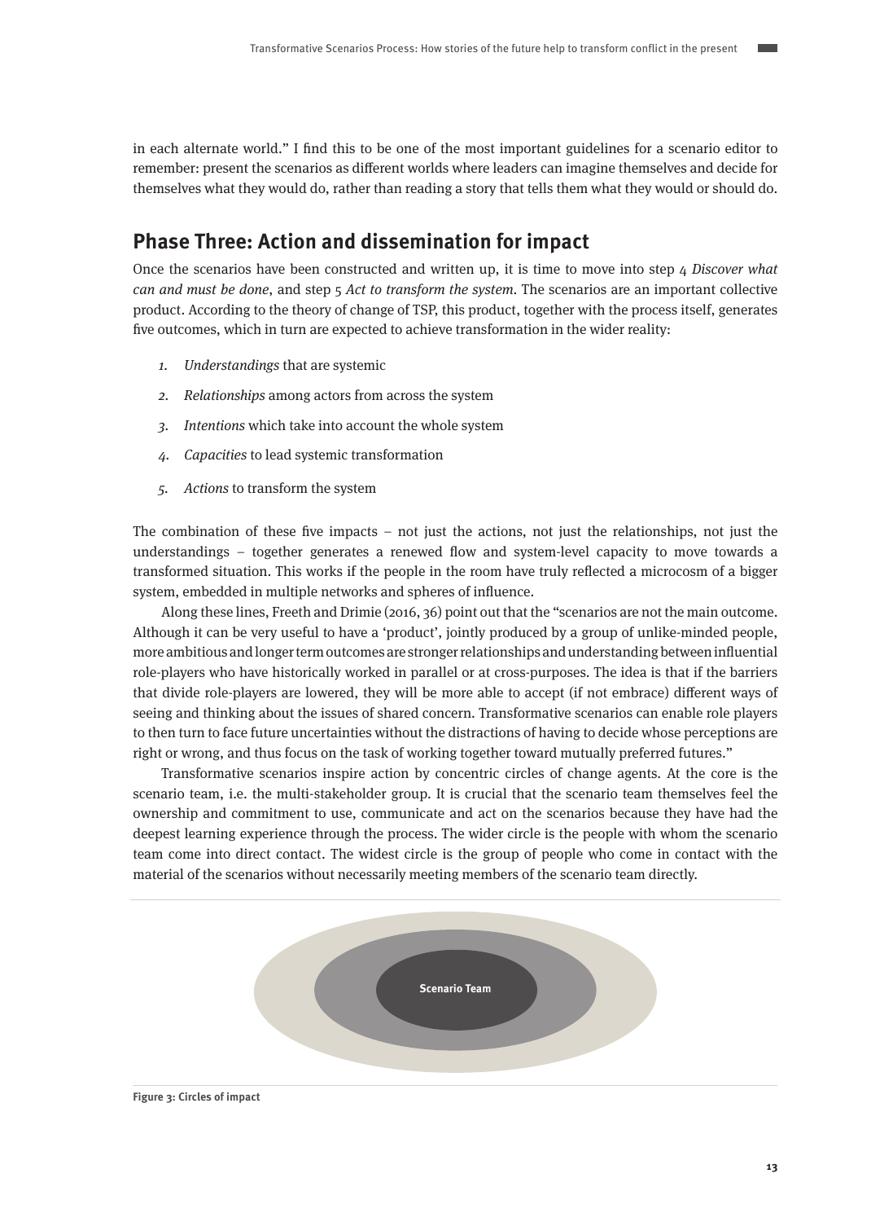in each alternate world." I find this to be one of the most important guidelines for a scenario editor to remember: present the scenarios as different worlds where leaders can imagine themselves and decide for themselves what they would do, rather than reading a story that tells them what they would or should do.

## Phase Three: Action and dissemination for impact

Once the scenarios have been constructed and written up, it is time to move into step 4 *Discover what can and must be done*, and step 5 *Act to transform the system*. The scenarios are an important collective product. According to the theory of change of TSP, this product, together with the process itself, generates five outcomes, which in turn are expected to achieve transformation in the wider reality:

1. *Understandings* that are systemic
2. *Relationships* among actors from across the system
3. *Intentions* which take into account the whole system
4. *Capacities* to lead systemic transformation
5. *Actions* to transform the system

The combination of these five impacts – not just the actions, not just the relationships, not just the understandings – together generates a renewed flow and system-level capacity to move towards a transformed situation. This works if the people in the room have truly reflected a microcosm of a bigger system, embedded in multiple networks and spheres of influence.

Along these lines, Freeth and Drimie (2016, 36) point out that the "scenarios are not the main outcome. Although it can be very useful to have a 'product', jointly produced by a group of unlike-minded people, more ambitious and longer term outcomes are stronger relationships and understanding between influential role-players who have historically worked in parallel or at cross-purposes. The idea is that if the barriers that divide role-players are lowered, they will be more able to accept (if not embrace) different ways of seeing and thinking about the issues of shared concern. Transformative scenarios can enable role players to then turn to face future uncertainties without the distractions of having to decide whose perceptions are right or wrong, and thus focus on the task of working together toward mutually preferred futures."

Transformative scenarios inspire action by concentric circles of change agents. At the core is the scenario team, i.e. the multi-stakeholder group. It is crucial that the scenario team themselves feel the ownership and commitment to use, communicate and act on the scenarios because they have had the deepest learning experience through the process. The wider circle is the people with whom the scenario team come into direct contact. The widest circle is the group of people who come in contact with the material of the scenarios without necessarily meeting members of the scenario team directly.

Scenario Team

**Figure 3: Circles of impact**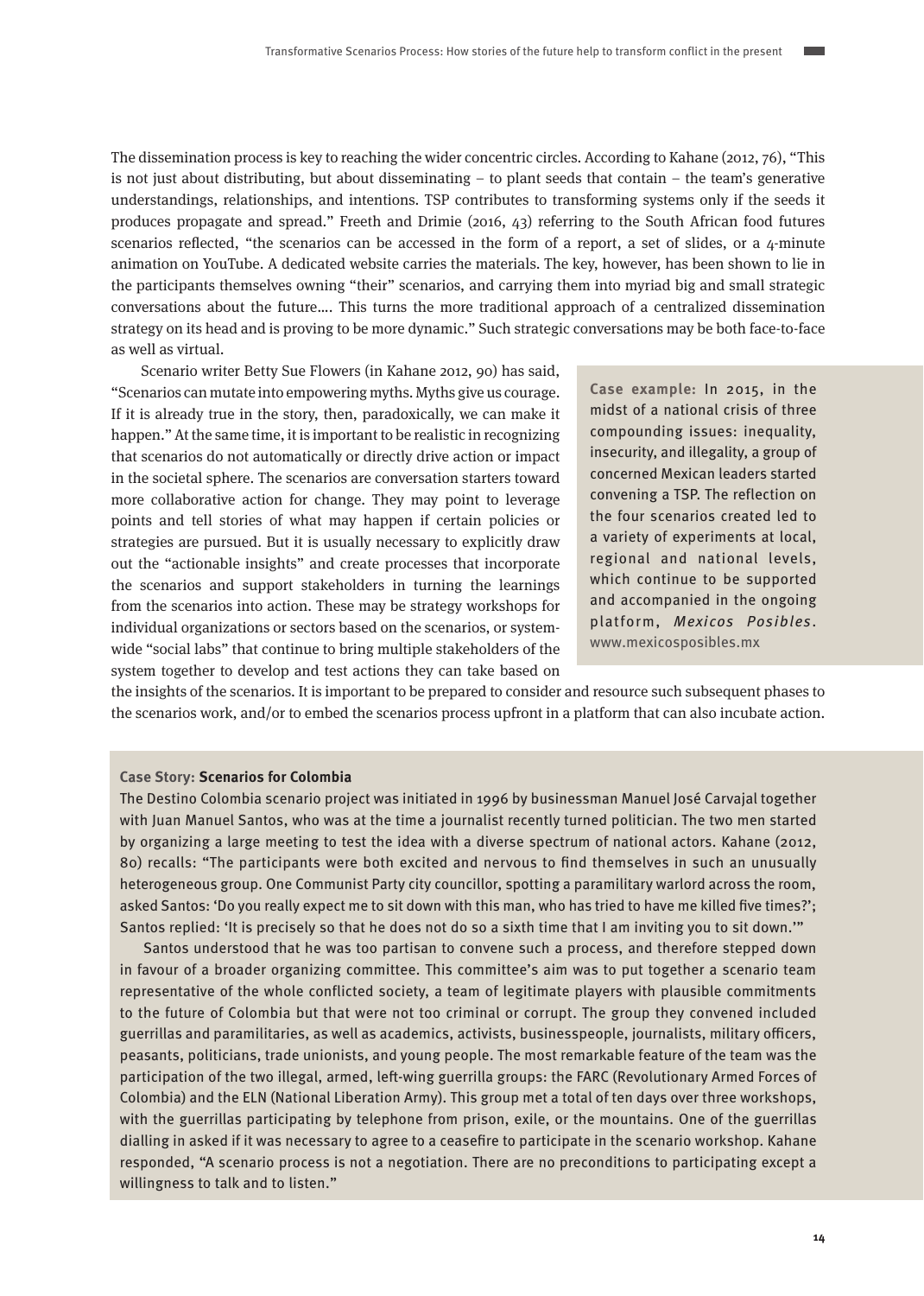The dissemination process is key to reaching the wider concentric circles. According to Kahane (2012, 76), "This is not just about distributing, but about disseminating – to plant seeds that contain – the team's generative understandings, relationships, and intentions. TSP contributes to transforming systems only if the seeds it produces propagate and spread." Freeth and Drimie (2016, 43) referring to the South African food futures scenarios reflected, "the scenarios can be accessed in the form of a report, a set of slides, or a 4-minute animation on YouTube. A dedicated website carries the materials. The key, however, has been shown to lie in the participants themselves owning "their" scenarios, and carrying them into myriad big and small strategic conversations about the future…. This turns the more traditional approach of a centralized dissemination strategy on its head and is proving to be more dynamic." Such strategic conversations may be both face-to-face as well as virtual.

Scenario writer Betty Sue Flowers (in Kahane 2012, 90) has said, "Scenarios can mutate into empowering myths. Myths give us courage. If it is already true in the story, then, paradoxically, we can make it happen." At the same time, it is important to be realistic in recognizing that scenarios do not automatically or directly drive action or impact in the societal sphere. The scenarios are conversation starters toward more collaborative action for change. They may point to leverage points and tell stories of what may happen if certain policies or strategies are pursued. But it is usually necessary to explicitly draw out the "actionable insights" and create processes that incorporate the scenarios and support stakeholders in turning the learnings from the scenarios into action. These may be strategy workshops for individual organizations or sectors based on the scenarios, or system-wide "social labs" that continue to bring multiple stakeholders of the system together to develop and test actions they can take based on the insights of the scenarios. It is important to be prepared to consider and resource such subsequent phases to the scenarios work, and/or to embed the scenarios process upfront in a platform that can also incubate action.

**Case example:** In 2015, in the midst of a national crisis of three compounding issues: inequality, insecurity, and illegality, a group of concerned Mexican leaders started convening a TSP. The reflection on the four scenarios created led to a variety of experiments at local, regional and national levels, which continue to be supported and accompanied in the ongoing platform, *Mexicos Posibles*. www.mexicosposibles.mx

**Case Story: Scenarios for Colombia**

The Destino Colombia scenario project was initiated in 1996 by businessman Manuel José Carvajal together with Juan Manuel Santos, who was at the time a journalist recently turned politician. The two men started by organizing a large meeting to test the idea with a diverse spectrum of national actors. Kahane (2012, 80) recalls: "The participants were both excited and nervous to find themselves in such an unusually heterogeneous group. One Communist Party city councillor, spotting a paramilitary warlord across the room, asked Santos: 'Do you really expect me to sit down with this man, who has tried to have me killed five times?'; Santos replied: 'It is precisely so that he does not do so a sixth time that I am inviting you to sit down.'"

Santos understood that he was too partisan to convene such a process, and therefore stepped down in favour of a broader organizing committee. This committee's aim was to put together a scenario team representative of the whole conflicted society, a team of legitimate players with plausible commitments to the future of Colombia but that were not too criminal or corrupt. The group they convened included guerrillas and paramilitaries, as well as academics, activists, businesspeople, journalists, military officers, peasants, politicians, trade unionists, and young people. The most remarkable feature of the team was the participation of the two illegal, armed, left-wing guerrilla groups: the FARC (Revolutionary Armed Forces of Colombia) and the ELN (National Liberation Army). This group met a total of ten days over three workshops, with the guerrillas participating by telephone from prison, exile, or the mountains. One of the guerrillas dialling in asked if it was necessary to agree to a ceasefire to participate in the scenario workshop. Kahane responded, "A scenario process is not a negotiation. There are no preconditions to participating except a willingness to talk and to listen."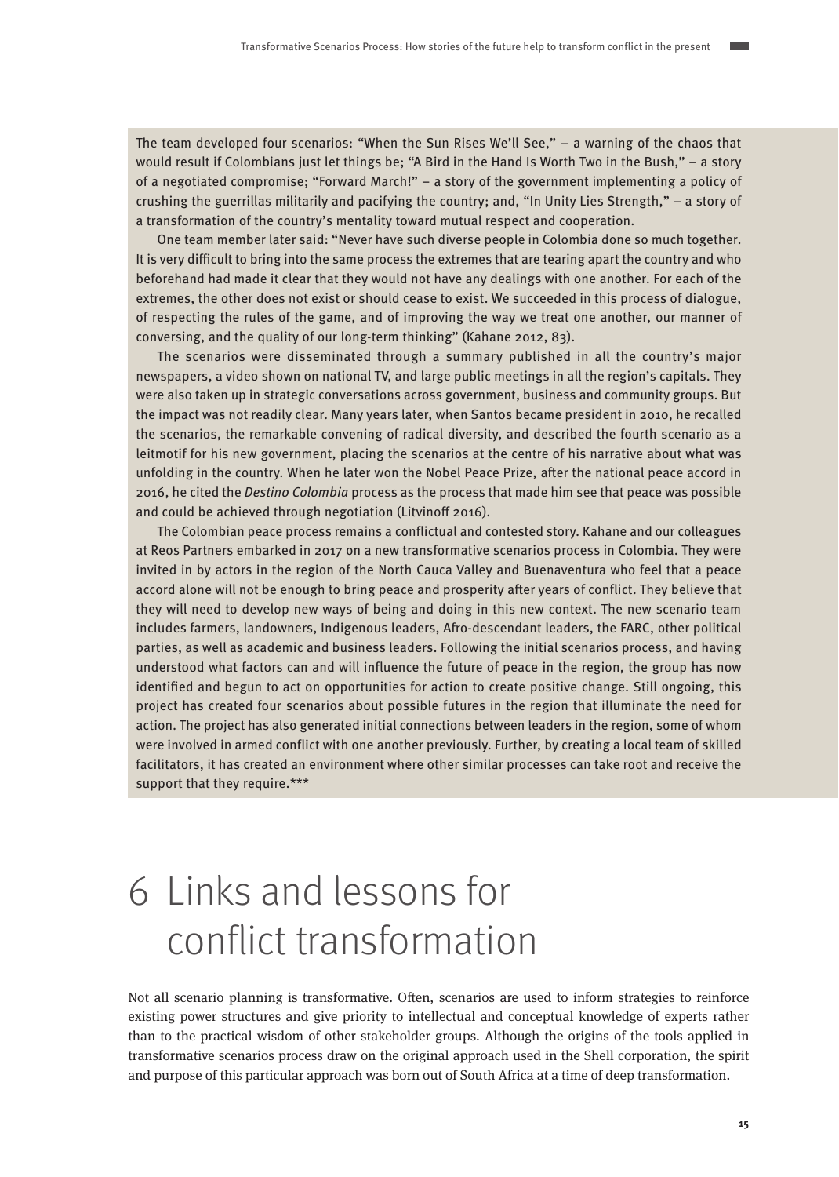The team developed four scenarios: "When the Sun Rises We'll See," – a warning of the chaos that would result if Colombians just let things be; "A Bird in the Hand Is Worth Two in the Bush," – a story of a negotiated compromise; "Forward March!" – a story of the government implementing a policy of crushing the guerrillas militarily and pacifying the country; and, "In Unity Lies Strength," – a story of a transformation of the country's mentality toward mutual respect and cooperation.

One team member later said: "Never have such diverse people in Colombia done so much together. It is very difficult to bring into the same process the extremes that are tearing apart the country and who beforehand had made it clear that they would not have any dealings with one another. For each of the extremes, the other does not exist or should cease to exist. We succeeded in this process of dialogue, of respecting the rules of the game, and of improving the way we treat one another, our manner of conversing, and the quality of our long-term thinking" (Kahane 2012, 83).

The scenarios were disseminated through a summary published in all the country's major newspapers, a video shown on national TV, and large public meetings in all the region's capitals. They were also taken up in strategic conversations across government, business and community groups. But the impact was not readily clear. Many years later, when Santos became president in 2010, he recalled the scenarios, the remarkable convening of radical diversity, and described the fourth scenario as a leitmotif for his new government, placing the scenarios at the centre of his narrative about what was unfolding in the country. When he later won the Nobel Peace Prize, after the national peace accord in 2016, he cited the *Destino Colombia* process as the process that made him see that peace was possible and could be achieved through negotiation (Litvinoff 2016).

The Colombian peace process remains a conflictual and contested story. Kahane and our colleagues at Reos Partners embarked in 2017 on a new transformative scenarios process in Colombia. They were invited in by actors in the region of the North Cauca Valley and Buenaventura who feel that a peace accord alone will not be enough to bring peace and prosperity after years of conflict. They believe that they will need to develop new ways of being and doing in this new context. The new scenario team includes farmers, landowners, Indigenous leaders, Afro-descendant leaders, the FARC, other political parties, as well as academic and business leaders. Following the initial scenarios process, and having understood what factors can and will influence the future of peace in the region, the group has now identified and begun to act on opportunities for action to create positive change. Still ongoing, this project has created four scenarios about possible futures in the region that illuminate the need for action. The project has also generated initial connections between leaders in the region, some of whom were involved in armed conflict with one another previously. Further, by creating a local team of skilled facilitators, it has created an environment where other similar processes can take root and receive the support that they require.***

# 6 Links and lessons for conflict transformation

Not all scenario planning is transformative. Often, scenarios are used to inform strategies to reinforce existing power structures and give priority to intellectual and conceptual knowledge of experts rather than to the practical wisdom of other stakeholder groups. Although the origins of the tools applied in transformative scenarios process draw on the original approach used in the Shell corporation, the spirit and purpose of this particular approach was born out of South Africa at a time of deep transformation.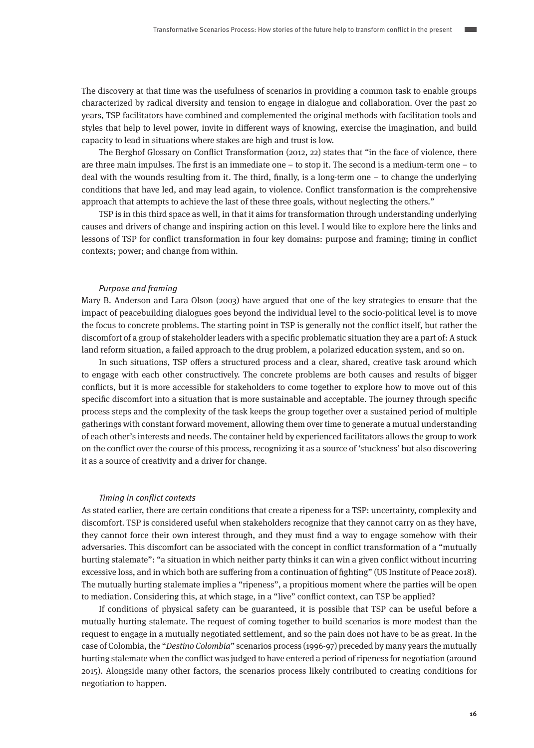The discovery at that time was the usefulness of scenarios in providing a common task to enable groups characterized by radical diversity and tension to engage in dialogue and collaboration. Over the past 20 years, TSP facilitators have combined and complemented the original methods with facilitation tools and styles that help to level power, invite in different ways of knowing, exercise the imagination, and build capacity to lead in situations where stakes are high and trust is low.

The Berghof Glossary on Conflict Transformation (2012, 22) states that "in the face of violence, there are three main impulses. The first is an immediate one – to stop it. The second is a medium-term one – to deal with the wounds resulting from it. The third, finally, is a long-term one – to change the underlying conditions that have led, and may lead again, to violence. Conflict transformation is the comprehensive approach that attempts to achieve the last of these three goals, without neglecting the others."

TSP is in this third space as well, in that it aims for transformation through understanding underlying causes and drivers of change and inspiring action on this level. I would like to explore here the links and lessons of TSP for conflict transformation in four key domains: purpose and framing; timing in conflict contexts; power; and change from within.

### *Purpose and framing*

Mary B. Anderson and Lara Olson (2003) have argued that one of the key strategies to ensure that the impact of peacebuilding dialogues goes beyond the individual level to the socio-political level is to move the focus to concrete problems. The starting point in TSP is generally not the conflict itself, but rather the discomfort of a group of stakeholder leaders with a specific problematic situation they are a part of: A stuck land reform situation, a failed approach to the drug problem, a polarized education system, and so on.

In such situations, TSP offers a structured process and a clear, shared, creative task around which to engage with each other constructively. The concrete problems are both causes and results of bigger conflicts, but it is more accessible for stakeholders to come together to explore how to move out of this specific discomfort into a situation that is more sustainable and acceptable. The journey through specific process steps and the complexity of the task keeps the group together over a sustained period of multiple gatherings with constant forward movement, allowing them over time to generate a mutual understanding of each other's interests and needs. The container held by experienced facilitators allows the group to work on the conflict over the course of this process, recognizing it as a source of 'stuckness' but also discovering it as a source of creativity and a driver for change.

### *Timing in conflict contexts*

As stated earlier, there are certain conditions that create a ripeness for a TSP: uncertainty, complexity and discomfort. TSP is considered useful when stakeholders recognize that they cannot carry on as they have, they cannot force their own interest through, and they must find a way to engage somehow with their adversaries. This discomfort can be associated with the concept in conflict transformation of a "mutually hurting stalemate": "a situation in which neither party thinks it can win a given conflict without incurring excessive loss, and in which both are suffering from a continuation of fighting" (US Institute of Peace 2018). The mutually hurting stalemate implies a "ripeness", a propitious moment where the parties will be open to mediation. Considering this, at which stage, in a "live" conflict context, can TSP be applied?

If conditions of physical safety can be guaranteed, it is possible that TSP can be useful before a mutually hurting stalemate. The request of coming together to build scenarios is more modest than the request to engage in a mutually negotiated settlement, and so the pain does not have to be as great. In the case of Colombia, the "*Destino Colombia*" scenarios process (1996-97) preceded by many years the mutually hurting stalemate when the conflict was judged to have entered a period of ripeness for negotiation (around 2015). Alongside many other factors, the scenarios process likely contributed to creating conditions for negotiation to happen.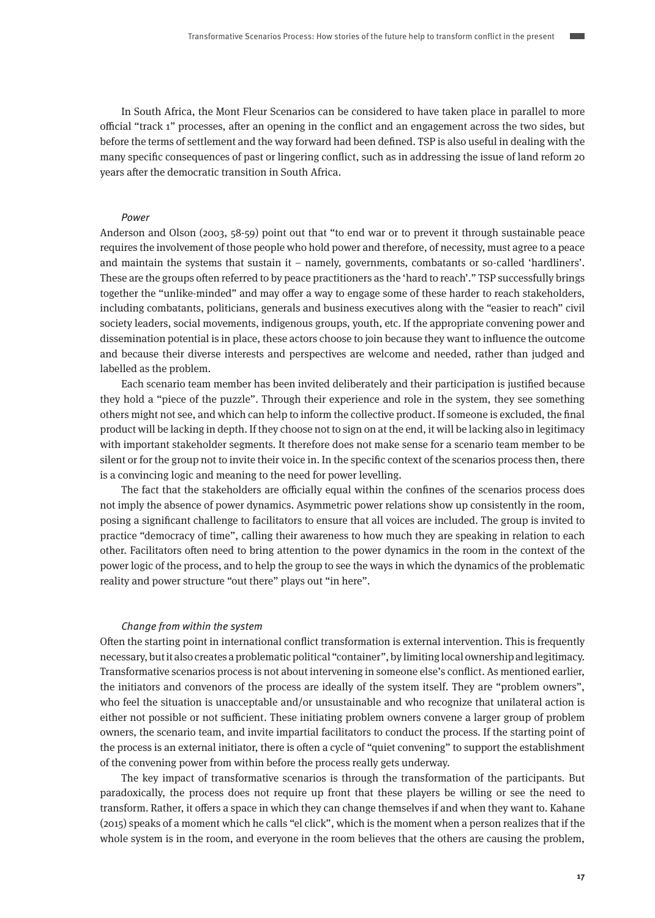In South Africa, the Mont Fleur Scenarios can be considered to have taken place in parallel to more official "track 1" processes, after an opening in the conflict and an engagement across the two sides, but before the terms of settlement and the way forward had been defined. TSP is also useful in dealing with the many specific consequences of past or lingering conflict, such as in addressing the issue of land reform 20 years after the democratic transition in South Africa.

### *Power*

Anderson and Olson (2003, 58-59) point out that "to end war or to prevent it through sustainable peace requires the involvement of those people who hold power and therefore, of necessity, must agree to a peace and maintain the systems that sustain it – namely, governments, combatants or so-called 'hardliners'. These are the groups often referred to by peace practitioners as the 'hard to reach'." TSP successfully brings together the "unlike-minded" and may offer a way to engage some of these harder to reach stakeholders, including combatants, politicians, generals and business executives along with the "easier to reach" civil society leaders, social movements, indigenous groups, youth, etc. If the appropriate convening power and dissemination potential is in place, these actors choose to join because they want to influence the outcome and because their diverse interests and perspectives are welcome and needed, rather than judged and labelled as the problem.

Each scenario team member has been invited deliberately and their participation is justified because they hold a "piece of the puzzle". Through their experience and role in the system, they see something others might not see, and which can help to inform the collective product. If someone is excluded, the final product will be lacking in depth. If they choose not to sign on at the end, it will be lacking also in legitimacy with important stakeholder segments. It therefore does not make sense for a scenario team member to be silent or for the group not to invite their voice in. In the specific context of the scenarios process then, there is a convincing logic and meaning to the need for power levelling.

The fact that the stakeholders are officially equal within the confines of the scenarios process does not imply the absence of power dynamics. Asymmetric power relations show up consistently in the room, posing a significant challenge to facilitators to ensure that all voices are included. The group is invited to practice "democracy of time", calling their awareness to how much they are speaking in relation to each other. Facilitators often need to bring attention to the power dynamics in the room in the context of the power logic of the process, and to help the group to see the ways in which the dynamics of the problematic reality and power structure "out there" plays out "in here".

### *Change from within the system*

Often the starting point in international conflict transformation is external intervention. This is frequently necessary, but it also creates a problematic political "container", by limiting local ownership and legitimacy. Transformative scenarios process is not about intervening in someone else's conflict. As mentioned earlier, the initiators and convenors of the process are ideally of the system itself. They are "problem owners", who feel the situation is unacceptable and/or unsustainable and who recognize that unilateral action is either not possible or not sufficient. These initiating problem owners convene a larger group of problem owners, the scenario team, and invite impartial facilitators to conduct the process. If the starting point of the process is an external initiator, there is often a cycle of "quiet convening" to support the establishment of the convening power from within before the process really gets underway.

The key impact of transformative scenarios is through the transformation of the participants. But paradoxically, the process does not require up front that these players be willing or see the need to transform. Rather, it offers a space in which they can change themselves if and when they want to. Kahane (2015) speaks of a moment which he calls "el click", which is the moment when a person realizes that if the whole system is in the room, and everyone in the room believes that the others are causing the problem,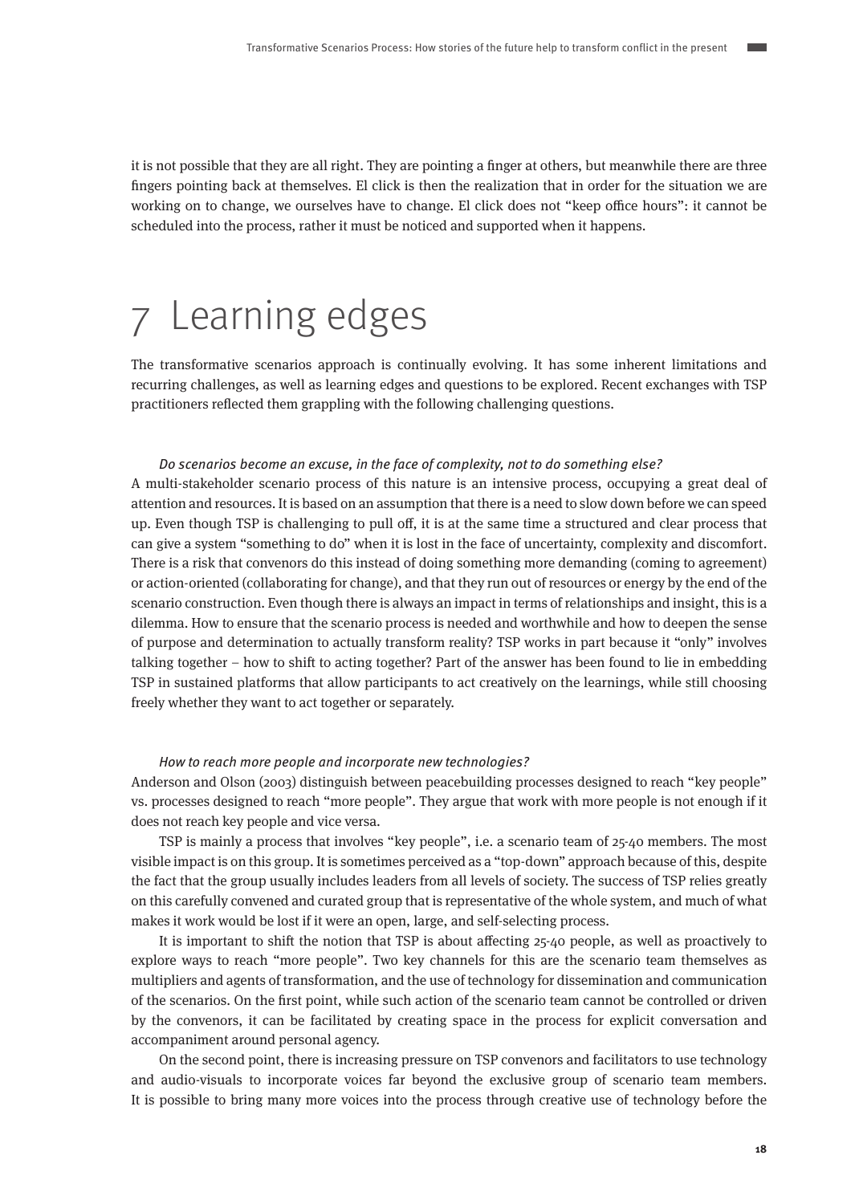it is not possible that they are all right. They are pointing a finger at others, but meanwhile there are three fingers pointing back at themselves. El click is then the realization that in order for the situation we are working on to change, we ourselves have to change. El click does not "keep office hours": it cannot be scheduled into the process, rather it must be noticed and supported when it happens.

# 7 Learning edges

The transformative scenarios approach is continually evolving. It has some inherent limitations and recurring challenges, as well as learning edges and questions to be explored. Recent exchanges with TSP practitioners reflected them grappling with the following challenging questions.

*Do scenarios become an excuse, in the face of complexity, not to do something else?*

A multi-stakeholder scenario process of this nature is an intensive process, occupying a great deal of attention and resources. It is based on an assumption that there is a need to slow down before we can speed up. Even though TSP is challenging to pull off, it is at the same time a structured and clear process that can give a system "something to do" when it is lost in the face of uncertainty, complexity and discomfort. There is a risk that convenors do this instead of doing something more demanding (coming to agreement) or action-oriented (collaborating for change), and that they run out of resources or energy by the end of the scenario construction. Even though there is always an impact in terms of relationships and insight, this is a dilemma. How to ensure that the scenario process is needed and worthwhile and how to deepen the sense of purpose and determination to actually transform reality? TSP works in part because it "only" involves talking together – how to shift to acting together? Part of the answer has been found to lie in embedding TSP in sustained platforms that allow participants to act creatively on the learnings, while still choosing freely whether they want to act together or separately.

*How to reach more people and incorporate new technologies?*

Anderson and Olson (2003) distinguish between peacebuilding processes designed to reach "key people" vs. processes designed to reach "more people". They argue that work with more people is not enough if it does not reach key people and vice versa.

TSP is mainly a process that involves "key people", i.e. a scenario team of 25-40 members. The most visible impact is on this group. It is sometimes perceived as a "top-down" approach because of this, despite the fact that the group usually includes leaders from all levels of society. The success of TSP relies greatly on this carefully convened and curated group that is representative of the whole system, and much of what makes it work would be lost if it were an open, large, and self-selecting process.

It is important to shift the notion that TSP is about affecting 25-40 people, as well as proactively to explore ways to reach "more people". Two key channels for this are the scenario team themselves as multipliers and agents of transformation, and the use of technology for dissemination and communication of the scenarios. On the first point, while such action of the scenario team cannot be controlled or driven by the convenors, it can be facilitated by creating space in the process for explicit conversation and accompaniment around personal agency.

On the second point, there is increasing pressure on TSP convenors and facilitators to use technology and audio-visuals to incorporate voices far beyond the exclusive group of scenario team members. It is possible to bring many more voices into the process through creative use of technology before the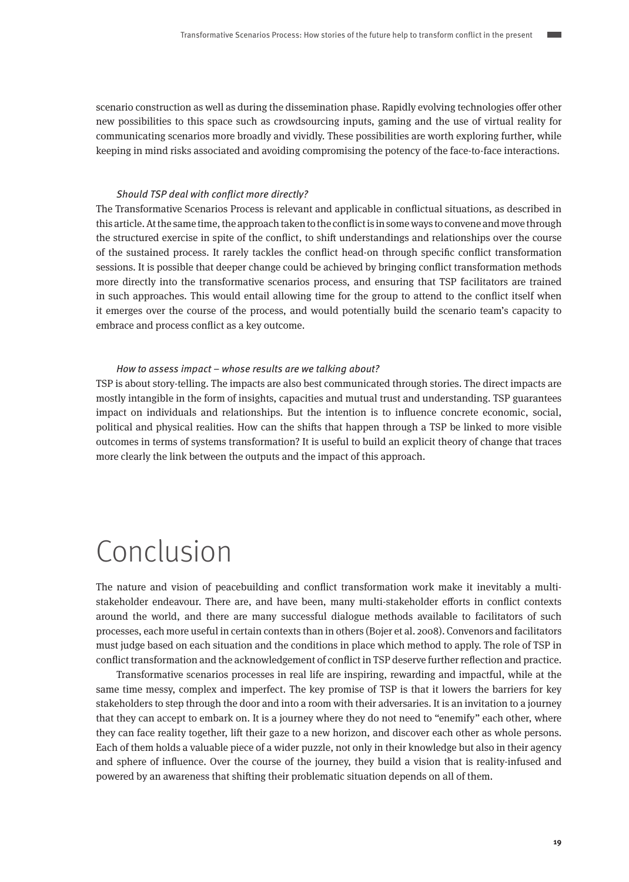scenario construction as well as during the dissemination phase. Rapidly evolving technologies offer other new possibilities to this space such as crowdsourcing inputs, gaming and the use of virtual reality for communicating scenarios more broadly and vividly. These possibilities are worth exploring further, while keeping in mind risks associated and avoiding compromising the potency of the face-to-face interactions.

*Should TSP deal with conflict more directly?*

The Transformative Scenarios Process is relevant and applicable in conflictual situations, as described in this article. At the same time, the approach taken to the conflict is in some ways to convene and move through the structured exercise in spite of the conflict, to shift understandings and relationships over the course of the sustained process. It rarely tackles the conflict head-on through specific conflict transformation sessions. It is possible that deeper change could be achieved by bringing conflict transformation methods more directly into the transformative scenarios process, and ensuring that TSP facilitators are trained in such approaches. This would entail allowing time for the group to attend to the conflict itself when it emerges over the course of the process, and would potentially build the scenario team's capacity to embrace and process conflict as a key outcome.

*How to assess impact – whose results are we talking about?*

TSP is about story-telling. The impacts are also best communicated through stories. The direct impacts are mostly intangible in the form of insights, capacities and mutual trust and understanding. TSP guarantees impact on individuals and relationships. But the intention is to influence concrete economic, social, political and physical realities. How can the shifts that happen through a TSP be linked to more visible outcomes in terms of systems transformation? It is useful to build an explicit theory of change that traces more clearly the link between the outputs and the impact of this approach.

# Conclusion

The nature and vision of peacebuilding and conflict transformation work make it inevitably a multi-stakeholder endeavour. There are, and have been, many multi-stakeholder efforts in conflict contexts around the world, and there are many successful dialogue methods available to facilitators of such processes, each more useful in certain contexts than in others (Bojer et al. 2008). Convenors and facilitators must judge based on each situation and the conditions in place which method to apply. The role of TSP in conflict transformation and the acknowledgement of conflict in TSP deserve further reflection and practice.

Transformative scenarios processes in real life are inspiring, rewarding and impactful, while at the same time messy, complex and imperfect. The key promise of TSP is that it lowers the barriers for key stakeholders to step through the door and into a room with their adversaries. It is an invitation to a journey that they can accept to embark on. It is a journey where they do not need to "enemify" each other, where they can face reality together, lift their gaze to a new horizon, and discover each other as whole persons. Each of them holds a valuable piece of a wider puzzle, not only in their knowledge but also in their agency and sphere of influence. Over the course of the journey, they build a vision that is reality-infused and powered by an awareness that shifting their problematic situation depends on all of them.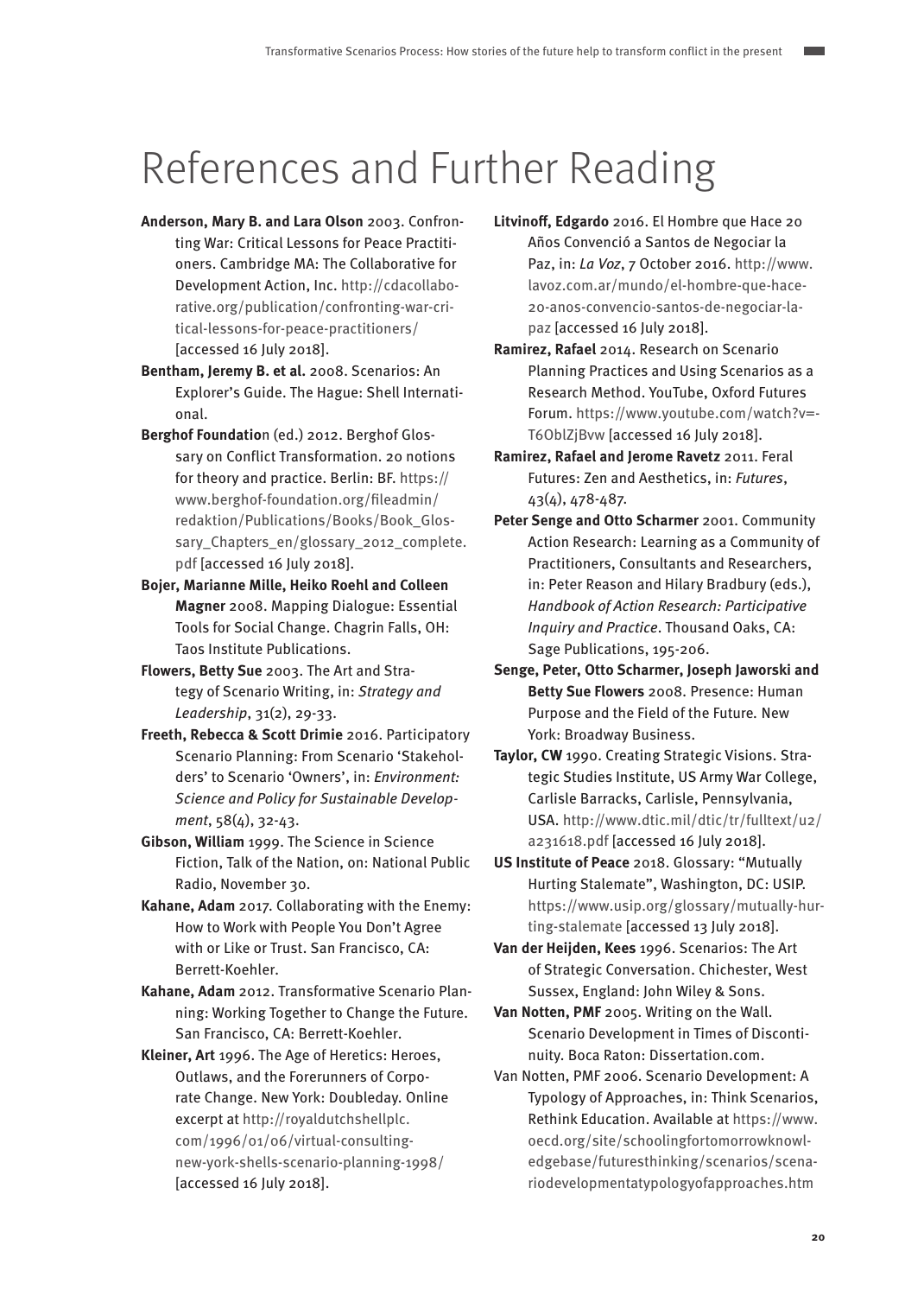# References and Further Reading

**Anderson, Mary B. and Lara Olson** 2003. Confronting War: Critical Lessons for Peace Practitioners. Cambridge MA: The Collaborative for Development Action, Inc. http://cdacollaborative.org/publication/confronting-war-critical-lessons-for-peace-practitioners/ [accessed 16 July 2018].

**Bentham, Jeremy B. et al.** 2008. Scenarios: An Explorer's Guide. The Hague: Shell International.

**Berghof Foundatio**n (ed.) 2012. Berghof Glossary on Conflict Transformation. 20 notions for theory and practice. Berlin: BF. https://www.berghof-foundation.org/fileadmin/redaktion/Publications/Books/Book_Glossary_Chapters_en/glossary_2012_complete.pdf [accessed 16 July 2018].

**Bojer, Marianne Mille, Heiko Roehl and Colleen Magner** 2008. Mapping Dialogue: Essential Tools for Social Change. Chagrin Falls, OH: Taos Institute Publications.

**Flowers, Betty Sue** 2003. The Art and Strategy of Scenario Writing, in: *Strategy and Leadership*, 31(2), 29-33.

**Freeth, Rebecca & Scott Drimie** 2016. Participatory Scenario Planning: From Scenario 'Stakeholders' to Scenario 'Owners', in: *Environment: Science and Policy for Sustainable Development*, 58(4), 32-43.

**Gibson, William** 1999. The Science in Science Fiction, Talk of the Nation, on: National Public Radio, November 30.

**Kahane, Adam** 2017. Collaborating with the Enemy: How to Work with People You Don't Agree with or Like or Trust. San Francisco, CA: Berrett-Koehler.

**Kahane, Adam** 2012. Transformative Scenario Planning: Working Together to Change the Future. San Francisco, CA: Berrett-Koehler.

**Kleiner, Art** 1996. The Age of Heretics: Heroes, Outlaws, and the Forerunners of Corporate Change. New York: Doubleday. Online excerpt at http://royaldutchshellplc.com/1996/01/06/virtual-consulting-new-york-shells-scenario-planning-1998/ [accessed 16 July 2018].

**Litvinoff, Edgardo** 2016. El Hombre que Hace 20 Años Convenció a Santos de Negociar la Paz, in: *La Voz*, 7 October 2016. http://www.lavoz.com.ar/mundo/el-hombre-que-hace-20-anos-convencio-santos-de-negociar-la-paz [accessed 16 July 2018].

**Ramirez, Rafael** 2014. Research on Scenario Planning Practices and Using Scenarios as a Research Method. YouTube, Oxford Futures Forum. https://www.youtube.com/watch?v=-T6OblZjBvw [accessed 16 July 2018].

**Ramirez, Rafael and Jerome Ravetz** 2011. Feral Futures: Zen and Aesthetics, in: *Futures*, 43(4), 478-487.

**Peter Senge and Otto Scharmer** 2001. Community Action Research: Learning as a Community of Practitioners, Consultants and Researchers, in: Peter Reason and Hilary Bradbury (eds.), *Handbook of Action Research: Participative Inquiry and Practice*. Thousand Oaks, CA: Sage Publications, 195-206.

**Senge, Peter, Otto Scharmer, Joseph Jaworski and Betty Sue Flowers** 2008. Presence: Human Purpose and the Field of the Future. New York: Broadway Business.

**Taylor, CW** 1990. Creating Strategic Visions. Strategic Studies Institute, US Army War College, Carlisle Barracks, Carlisle, Pennsylvania, USA. http://www.dtic.mil/dtic/tr/fulltext/u2/a231618.pdf [accessed 16 July 2018].

**US Institute of Peace** 2018. Glossary: "Mutually Hurting Stalemate", Washington, DC: USIP. https://www.usip.org/glossary/mutually-hurting-stalemate [accessed 13 July 2018].

**Van der Heijden, Kees** 1996. Scenarios: The Art of Strategic Conversation. Chichester, West Sussex, England: John Wiley & Sons.

**Van Notten, PMF** 2005. Writing on the Wall. Scenario Development in Times of Discontinuity. Boca Raton: Dissertation.com.

Van Notten, PMF 2006. Scenario Development: A Typology of Approaches, in: Think Scenarios, Rethink Education. Available at https://www.oecd.org/site/schoolingfortomorrowknowledgebase/futuresthinking/scenarios/scenariodevelopmentatypologyofapproaches.htm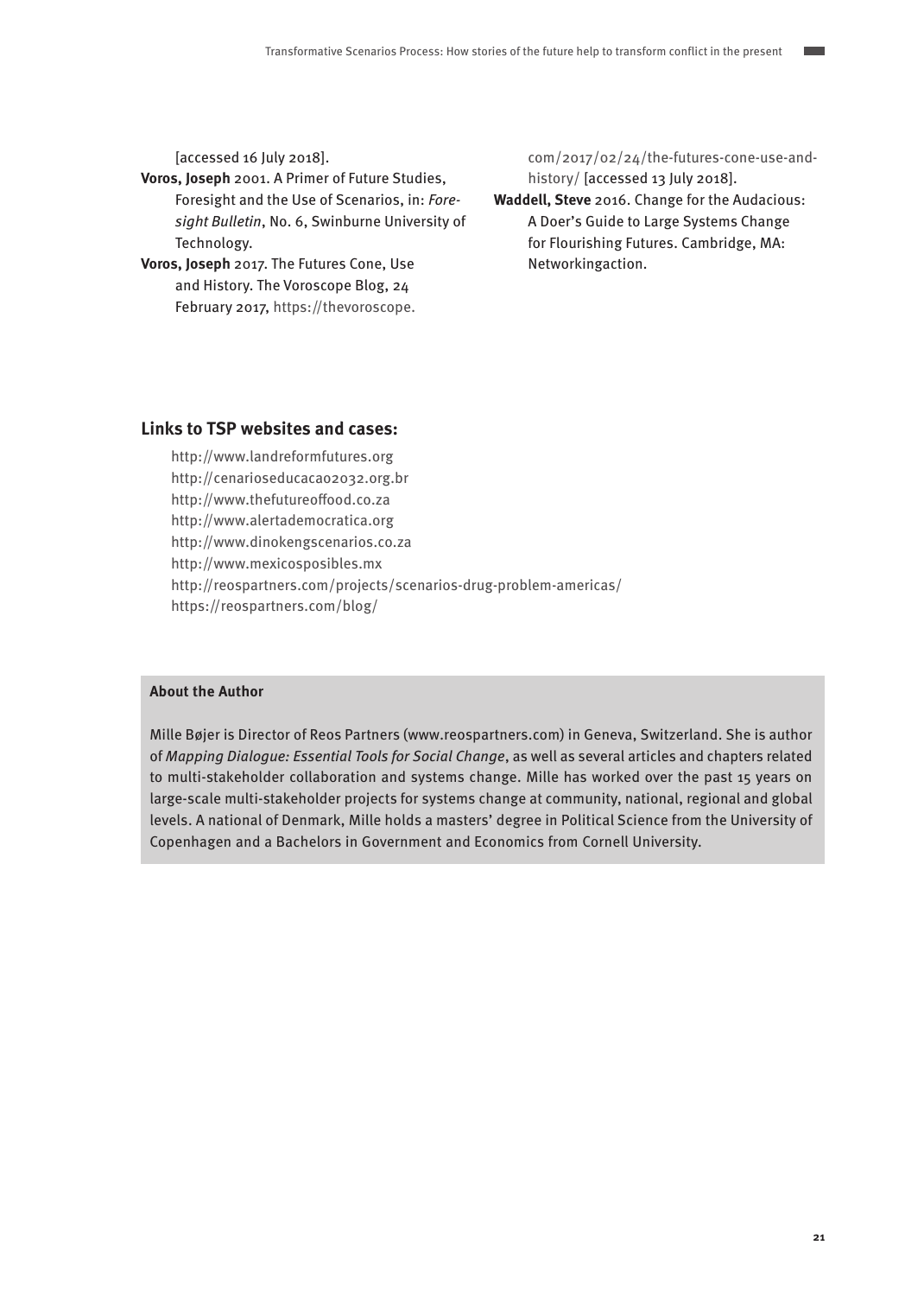[accessed 16 July 2018].

**Voros, Joseph** 2001. A Primer of Future Studies, Foresight and the Use of Scenarios, in: *Foresight Bulletin*, No. 6, Swinburne University of Technology.

**Voros, Joseph** 2017. The Futures Cone, Use and History. The Voroscope Blog, 24 February 2017, https://thevoroscope.com/2017/02/24/the-futures-cone-use-and-history/ [accessed 13 July 2018].

**Waddell, Steve** 2016. Change for the Audacious: A Doer's Guide to Large Systems Change for Flourishing Futures. Cambridge, MA: Networkingaction.

## Links to TSP websites and cases:

http://www.landreformfutures.org
http://cenarioseducacao2032.org.br
http://www.thefutureoffood.co.za
http://www.alertademocratica.org
http://www.dinokengscenarios.co.za
http://www.mexicosposibles.mx
http://reospartners.com/projects/scenarios-drug-problem-americas/
https://reospartners.com/blog/

**About the Author**

Mille Bøjer is Director of Reos Partners (www.reospartners.com) in Geneva, Switzerland. She is author of *Mapping Dialogue: Essential Tools for Social Change*, as well as several articles and chapters related to multi-stakeholder collaboration and systems change. Mille has worked over the past 15 years on large-scale multi-stakeholder projects for systems change at community, national, regional and global levels. A national of Denmark, Mille holds a masters' degree in Political Science from the University of Copenhagen and a Bachelors in Government and Economics from Cornell University.